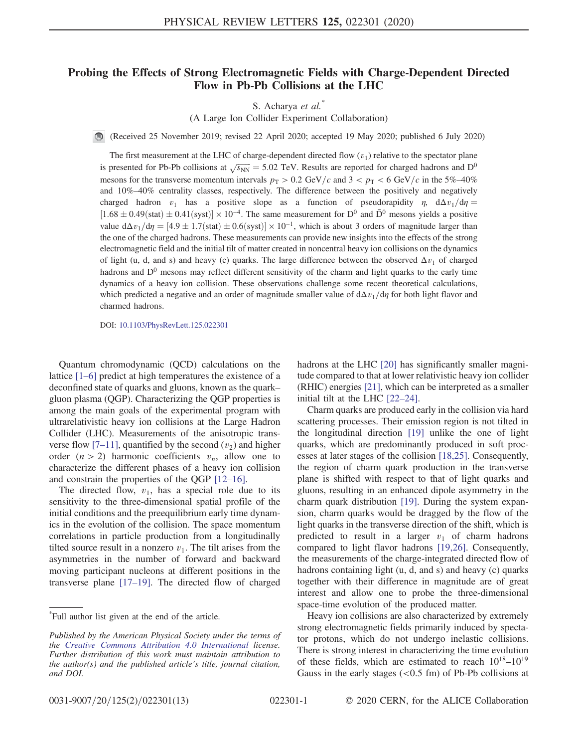# Probing the Effects of Strong Electromagnetic Fields with Charge-Dependent Directed Flow in Pb-Pb Collisions at the LHC

S. Acharya *et al.**

(A Large Ion Collider Experiment Collaboration)

(Received 25 November 2019; revised 22 April 2020; accepted 19 May 2020; published 6 July 2020)

The first measurement at the LHC of charge-dependent directed flow ($v_1$) relative to the spectator plane is presented for Pb-Pb collisions at $\sqrt{s_{\rm NN}} = 5.02$ TeV. Results are reported for charged hadrons and $\rm D^0$ mesons for the transverse momentum intervals $p_{\rm T} > 0.2$ GeV/$c$ and $3 < p_{\rm T} < 6$ GeV/$c$ in the 5%–40% and 10%–40% centrality classes, respectively. The difference between the positively and negatively charged hadron $v_1$ has a positive slope as a function of pseudorapidity $\eta$, $\mathrm{d}\Delta v_1/\mathrm{d}\eta = [1.68 \pm 0.49(\mathrm{stat}) \pm 0.41(\mathrm{syst})] \times 10^{-4}$. The same measurement for $\rm D^0$ and $\rm \bar{D}^0$ mesons yields a positive value $\mathrm{d}\Delta v_1/\mathrm{d}\eta = [4.9 \pm 1.7(\mathrm{stat}) \pm 0.6(\mathrm{syst})] \times 10^{-1}$, which is about 3 orders of magnitude larger than the one of the charged hadrons. These measurements can provide new insights into the effects of the strong electromagnetic field and the initial tilt of matter created in noncentral heavy ion collisions on the dynamics of light (u, d, and s) and heavy (c) quarks. The large difference between the observed $\Delta v_1$ of charged hadrons and $\rm D^0$ mesons may reflect different sensitivity of the charm and light quarks to the early time dynamics of a heavy ion collision. These observations challenge some recent theoretical calculations, which predicted a negative and an order of magnitude smaller value of $\mathrm{d}\Delta v_1/\mathrm{d}\eta$ for both light flavor and charmed hadrons.

DOI: 10.1103/PhysRevLett.125.022301

Quantum chromodynamic (QCD) calculations on the lattice [1–6] predict at high temperatures the existence of a deconfined state of quarks and gluons, known as the quark–gluon plasma (QGP). Characterizing the QGP properties is among the main goals of the experimental program with ultrarelativistic heavy ion collisions at the Large Hadron Collider (LHC). Measurements of the anisotropic transverse flow [7–11], quantified by the second ($v_2$) and higher order ($n > 2$) harmonic coefficients $v_n$, allow one to characterize the different phases of a heavy ion collision and constrain the properties of the QGP [12–16].

The directed flow, $v_1$, has a special role due to its sensitivity to the three-dimensional spatial profile of the initial conditions and the preequilibrium early time dynamics in the evolution of the collision. The space momentum correlations in particle production from a longitudinally tilted source result in a nonzero $v_1$. The tilt arises from the asymmetries in the number of forward and backward moving participant nucleons at different positions in the transverse plane [17–19]. The directed flow of charged hadrons at the LHC [20] has significantly smaller magnitude compared to that at lower relativistic heavy ion collider (RHIC) energies [21], which can be interpreted as a smaller initial tilt at the LHC [22–24].

Charm quarks are produced early in the collision via hard scattering processes. Their emission region is not tilted in the longitudinal direction [19] unlike the one of light quarks, which are predominantly produced in soft processes at later stages of the collision [18,25]. Consequently, the region of charm quark production in the transverse plane is shifted with respect to that of light quarks and gluons, resulting in an enhanced dipole asymmetry in the charm quark distribution [19]. During the system expansion, charm quarks would be dragged by the flow of the light quarks in the transverse direction of the shift, which is predicted to result in a larger $v_1$ of charm hadrons compared to light flavor hadrons [19,26]. Consequently, the measurements of the charge-integrated directed flow of hadrons containing light (u, d, and s) and heavy (c) quarks together with their difference in magnitude are of great interest and allow one to probe the three-dimensional space-time evolution of the produced matter.

Heavy ion collisions are also characterized by extremely strong electromagnetic fields primarily induced by spectator protons, which do not undergo inelastic collisions. There is strong interest in characterizing the time evolution of these fields, which are estimated to reach $10^{18}$–$10^{19}$ Gauss in the early stages (<0.5 fm) of Pb-Pb collisions at

---

*Full author list given at the end of the article.

*Published by the American Physical Society under the terms of the Creative Commons Attribution 4.0 International license. Further distribution of this work must maintain attribution to the author(s) and the published article's title, journal citation, and DOI.*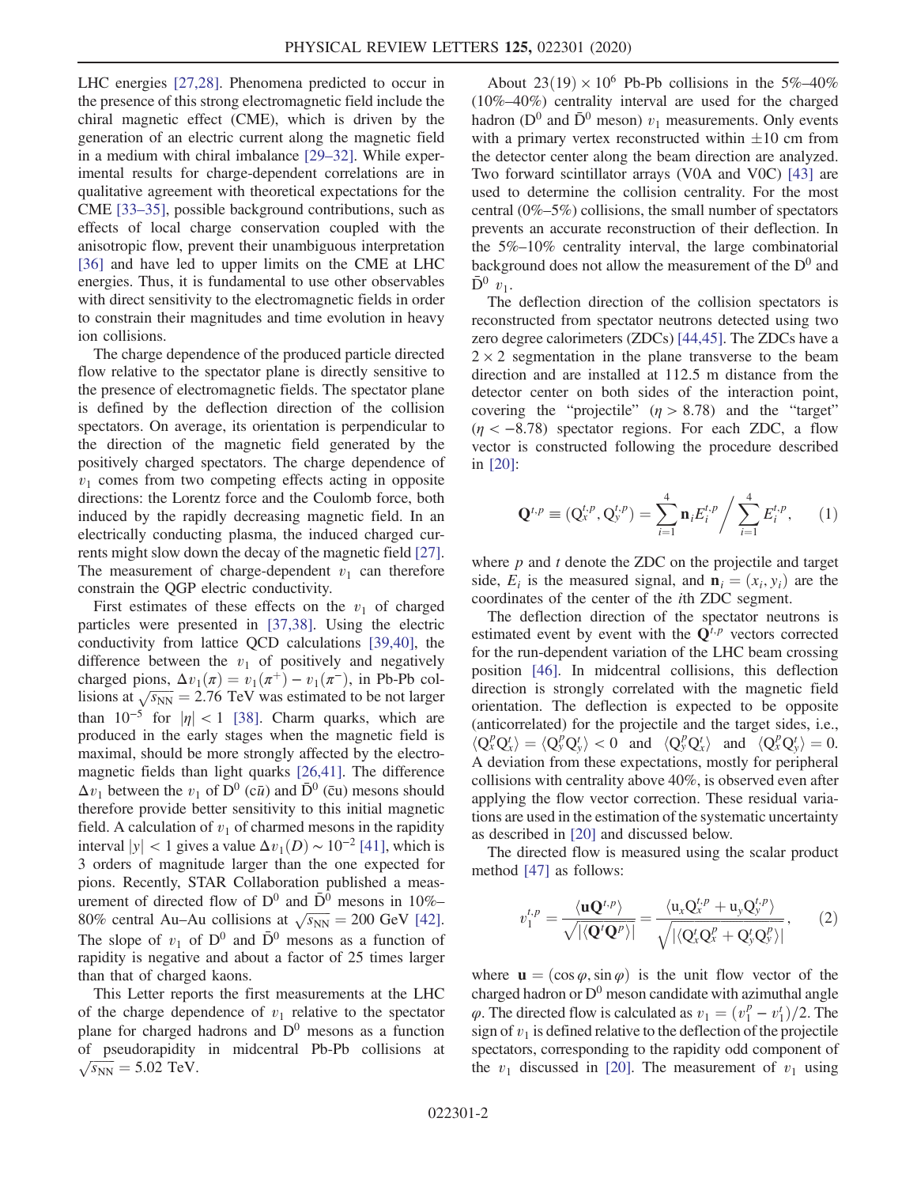LHC energies [27,28]. Phenomena predicted to occur in the presence of this strong electromagnetic field include the chiral magnetic effect (CME), which is driven by the generation of an electric current along the magnetic field in a medium with chiral imbalance [29–32]. While experimental results for charge-dependent correlations are in qualitative agreement with theoretical expectations for the CME [33–35], possible background contributions, such as effects of local charge conservation coupled with the anisotropic flow, prevent their unambiguous interpretation [36] and have led to upper limits on the CME at LHC energies. Thus, it is fundamental to use other observables with direct sensitivity to the electromagnetic fields in order to constrain their magnitudes and time evolution in heavy ion collisions.

The charge dependence of the produced particle directed flow relative to the spectator plane is directly sensitive to the presence of electromagnetic fields. The spectator plane is defined by the deflection direction of the collision spectators. On average, its orientation is perpendicular to the direction of the magnetic field generated by the positively charged spectators. The charge dependence of $v_1$ comes from two competing effects acting in opposite directions: the Lorentz force and the Coulomb force, both induced by the rapidly decreasing magnetic field. In an electrically conducting plasma, the induced charged currents might slow down the decay of the magnetic field [27]. The measurement of charge-dependent $v_1$ can therefore constrain the QGP electric conductivity.

First estimates of these effects on the $v_1$ of charged particles were presented in [37,38]. Using the electric conductivity from lattice QCD calculations [39,40], the difference between the $v_1$ of positively and negatively charged pions, $\Delta v_1(\pi) = v_1(\pi^+) - v_1(\pi^-)$, in Pb-Pb collisions at $\sqrt{s_{\rm NN}} = 2.76$ TeV was estimated to be not larger than $10^{-5}$ for $|\eta| < 1$ [38]. Charm quarks, which are produced in the early stages when the magnetic field is maximal, should be more strongly affected by the electromagnetic fields than light quarks [26,41]. The difference $\Delta v_1$ between the $v_1$ of $\mathrm{D}^0$ ($c\bar{u}$) and $\bar{\mathrm{D}}^0$ ($\bar{c}u$) mesons should therefore provide better sensitivity to this initial magnetic field. A calculation of $v_1$ of charmed mesons in the rapidity interval $|y| < 1$ gives a value $\Delta v_1(D) \sim 10^{-2}$ [41], which is 3 orders of magnitude larger than the one expected for pions. Recently, STAR Collaboration published a measurement of directed flow of $\mathrm{D}^0$ and $\bar{\mathrm{D}}^0$ mesons in 10%–80% central Au–Au collisions at $\sqrt{s_{\rm NN}} = 200$ GeV [42]. The slope of $v_1$ of $\mathrm{D}^0$ and $\bar{\mathrm{D}}^0$ mesons as a function of rapidity is negative and about a factor of 25 times larger than that of charged kaons.

This Letter reports the first measurements at the LHC of the charge dependence of $v_1$ relative to the spectator plane for charged hadrons and $\mathrm{D}^0$ mesons as a function of pseudorapidity in midcentral Pb-Pb collisions at $\sqrt{s_{\rm NN}} = 5.02$ TeV.

About $23(19) \times 10^6$ Pb-Pb collisions in the 5%–40% (10%–40%) centrality interval are used for the charged hadron ($\mathrm{D}^0$ and $\bar{\mathrm{D}}^0$ meson) $v_1$ measurements. Only events with a primary vertex reconstructed within $\pm 10$ cm from the detector center along the beam direction are analyzed. Two forward scintillator arrays (V0A and V0C) [43] are used to determine the collision centrality. For the most central (0%–5%) collisions, the small number of spectators prevents an accurate reconstruction of their deflection. In the 5%–10% centrality interval, the large combinatorial background does not allow the measurement of the $\mathrm{D}^0$ and $\bar{\mathrm{D}}^0$ $v_1$.

The deflection direction of the collision spectators is reconstructed from spectator neutrons detected using two zero degree calorimeters (ZDCs) [44,45]. The ZDCs have a $2 \times 2$ segmentation in the plane transverse to the beam direction and are installed at 112.5 m distance from the detector center on both sides of the interaction point, covering the "projectile" ($\eta > 8.78$) and the "target" ($\eta < -8.78$) spectator regions. For each ZDC, a flow vector is constructed following the procedure described in [20]:

$$\mathbf{Q}^{t,p} \equiv (\mathrm{Q}_x^{t,p}, \mathrm{Q}_y^{t,p}) = \sum_{i=1}^{4} \mathbf{n}_i E_i^{t,p} \Big/ \sum_{i=1}^{4} E_i^{t,p}, \qquad (1)$$

where $p$ and $t$ denote the ZDC on the projectile and target side, $E_i$ is the measured signal, and $\mathbf{n}_i = (x_i, y_i)$ are the coordinates of the center of the $i$th ZDC segment.

The deflection direction of the spectator neutrons is estimated event by event with the $\mathbf{Q}^{t,p}$ vectors corrected for the run-dependent variation of the LHC beam crossing position [46]. In midcentral collisions, this deflection direction is strongly correlated with the magnetic field orientation. The deflection is expected to be opposite (anticorrelated) for the projectile and the target sides, i.e., $\langle \mathrm{Q}_x^p \mathrm{Q}_x^t \rangle = \langle \mathrm{Q}_y^p \mathrm{Q}_y^t \rangle < 0$ and $\langle \mathrm{Q}_y^p \mathrm{Q}_x^t \rangle$ and $\langle \mathrm{Q}_x^p \mathrm{Q}_y^t \rangle = 0$. A deviation from these expectations, mostly for peripheral collisions with centrality above 40%, is observed even after applying the flow vector correction. These residual variations are used in the estimation of the systematic uncertainty as described in [20] and discussed below.

The directed flow is measured using the scalar product method [47] as follows:

$$v_1^{t,p} = \frac{\langle \mathbf{u} \mathbf{Q}^{t,p} \rangle}{\sqrt{|\langle \mathbf{Q}^t \mathbf{Q}^p \rangle|}} = \frac{\langle \mathrm{u}_x \mathrm{Q}_x^{t,p} + \mathrm{u}_y \mathrm{Q}_y^{t,p} \rangle}{\sqrt{|\langle \mathrm{Q}_x^t \mathrm{Q}_x^p + \mathrm{Q}_y^t \mathrm{Q}_y^p \rangle|}}, \qquad (2)$$

where $\mathbf{u} = (\cos\varphi, \sin\varphi)$ is the unit flow vector of the charged hadron or $\mathrm{D}^0$ meson candidate with azimuthal angle $\varphi$. The directed flow is calculated as $v_1 = (v_1^p - v_1^t)/2$. The sign of $v_1$ is defined relative to the deflection of the projectile spectators, corresponding to the rapidity odd component of the $v_1$ discussed in [20]. The measurement of $v_1$ using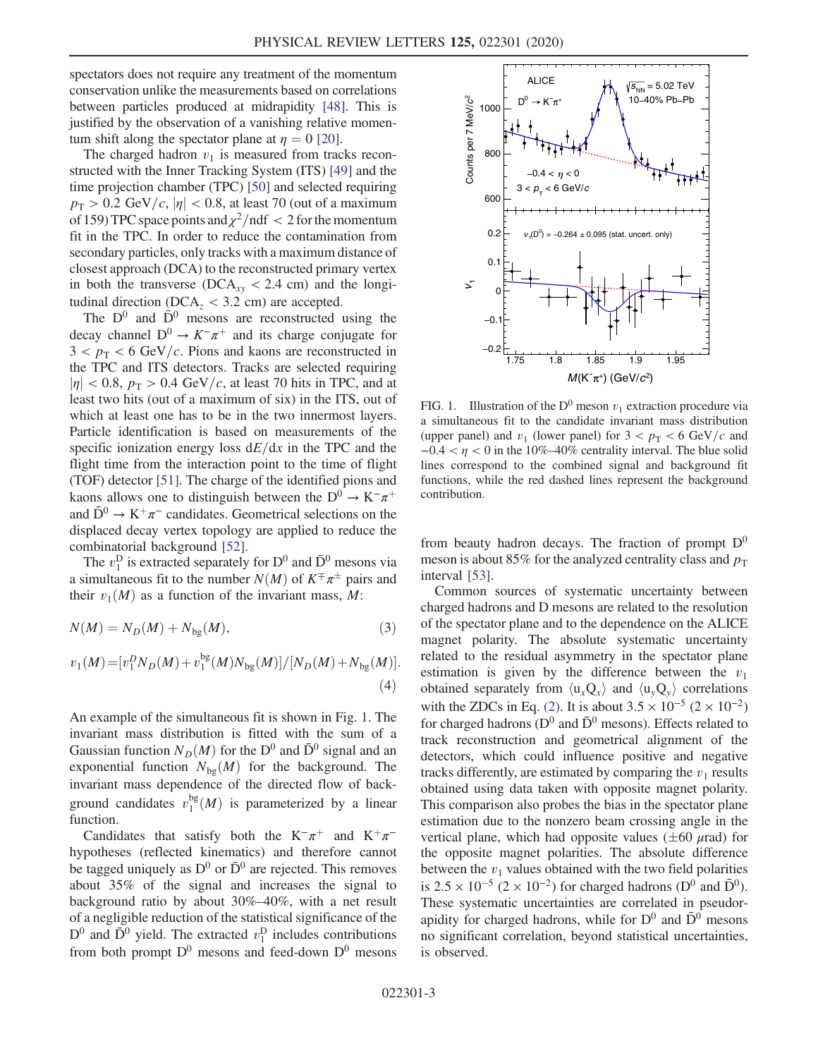spectators does not require any treatment of the momentum conservation unlike the measurements based on correlations between particles produced at midrapidity [48]. This is justified by the observation of a vanishing relative momentum shift along the spectator plane at $\eta = 0$ [20].

The charged hadron $v_1$ is measured from tracks reconstructed with the Inner Tracking System (ITS) [49] and the time projection chamber (TPC) [50] and selected requiring $p_T > 0.2$ GeV/$c$, $|\eta| < 0.8$, at least 70 (out of a maximum of 159) TPC space points and $\chi^2/\mathrm{ndf} < 2$ for the momentum fit in the TPC. In order to reduce the contamination from secondary particles, only tracks with a maximum distance of closest approach (DCA) to the reconstructed primary vertex in both the transverse ($\mathrm{DCA}_{xy} < 2.4$ cm) and the longitudinal direction ($\mathrm{DCA}_z < 3.2$ cm) are accepted.

The $\mathrm{D}^0$ and $\bar{\mathrm{D}}^0$ mesons are reconstructed using the decay channel $\mathrm{D}^0 \to K^-\pi^+$ and its charge conjugate for $3 < p_T < 6$ GeV/$c$. Pions and kaons are reconstructed in the TPC and ITS detectors. Tracks are selected requiring $|\eta| < 0.8$, $p_T > 0.4$ GeV/$c$, at least 70 hits in TPC, and at least two hits (out of a maximum of six) in the ITS, out of which at least one has to be in the two innermost layers. Particle identification is based on measurements of the specific ionization energy loss $\mathrm{d}E/\mathrm{d}x$ in the TPC and the flight time from the interaction point to the time of flight (TOF) detector [51]. The charge of the identified pions and kaons allows one to distinguish between the $\mathrm{D}^0 \to \mathrm{K}^-\pi^+$ and $\bar{\mathrm{D}}^0 \to \mathrm{K}^+\pi^-$ candidates. Geometrical selections on the displaced decay vertex topology are applied to reduce the combinatorial background [52].

The $v_1^{\mathrm{D}}$ is extracted separately for $\mathrm{D}^0$ and $\bar{\mathrm{D}}^0$ mesons via a simultaneous fit to the number $N(M)$ of $K^{\mp}\pi^{\pm}$ pairs and their $v_1(M)$ as a function of the invariant mass, $M$:

$$N(M) = N_D(M) + N_{\mathrm{bg}}(M), \tag{3}$$

$$v_1(M) = [v_1^D N_D(M) + v_1^{\mathrm{bg}}(M) N_{\mathrm{bg}}(M)]/[N_D(M) + N_{\mathrm{bg}}(M)]. \tag{4}$$

An example of the simultaneous fit is shown in Fig. 1. The invariant mass distribution is fitted with the sum of a Gaussian function $N_D(M)$ for the $\mathrm{D}^0$ and $\bar{\mathrm{D}}^0$ signal and an exponential function $N_{\mathrm{bg}}(M)$ for the background. The invariant mass dependence of the directed flow of background candidates $v_1^{\mathrm{bg}}(M)$ is parameterized by a linear function.

Candidates that satisfy both the $\mathrm{K}^-\pi^+$ and $\mathrm{K}^+\pi^-$ hypotheses (reflected kinematics) and therefore cannot be tagged uniquely as $\mathrm{D}^0$ or $\bar{\mathrm{D}}^0$ are rejected. This removes about 35% of the signal and increases the signal to background ratio by about 30%–40%, with a net result of a negligible reduction of the statistical significance of the $\mathrm{D}^0$ and $\bar{\mathrm{D}}^0$ yield. The extracted $v_1^{\mathrm{D}}$ includes contributions from both prompt $\mathrm{D}^0$ mesons and feed-down $\mathrm{D}^0$ mesons from beauty hadron decays. The fraction of prompt $\mathrm{D}^0$ meson is about 85% for the analyzed centrality class and $p_T$ interval [53].

Common sources of systematic uncertainty between charged hadrons and D mesons are related to the resolution of the spectator plane and to the dependence on the ALICE magnet polarity. The absolute systematic uncertainty related to the residual asymmetry in the spectator plane estimation is given by the difference between the $v_1$ obtained separately from $\langle \mathrm{u}_x \mathrm{Q}_x \rangle$ and $\langle \mathrm{u}_y \mathrm{Q}_y \rangle$ correlations with the ZDCs in Eq. (2). It is about $3.5 \times 10^{-5}$ ($2 \times 10^{-2}$) for charged hadrons ($\mathrm{D}^0$ and $\bar{\mathrm{D}}^0$ mesons). Effects related to track reconstruction and geometrical alignment of the detectors, which could influence positive and negative tracks differently, are estimated by comparing the $v_1$ results obtained using data taken with opposite magnet polarity. This comparison also probes the bias in the spectator plane estimation due to the nonzero beam crossing angle in the vertical plane, which had opposite values ($\pm 60$ $\mu$rad) for the opposite magnet polarities. The absolute difference between the $v_1$ values obtained with the two field polarities is $2.5 \times 10^{-5}$ ($2 \times 10^{-2}$) for charged hadrons ($\mathrm{D}^0$ and $\bar{\mathrm{D}}^0$). These systematic uncertainties are correlated in pseudorapidity for charged hadrons, while for $\mathrm{D}^0$ and $\bar{\mathrm{D}}^0$ mesons no significant correlation, beyond statistical uncertainties, is observed.

FIG. 1. Illustration of the $\mathrm{D}^0$ meson $v_1$ extraction procedure via a simultaneous fit to the candidate invariant mass distribution (upper panel) and $v_1$ (lower panel) for $3 < p_T < 6$ GeV/$c$ and $-0.4 < \eta < 0$ in the 10%–40% centrality interval. The blue solid lines correspond to the combined signal and background fit functions, while the red dashed lines represent the background contribution.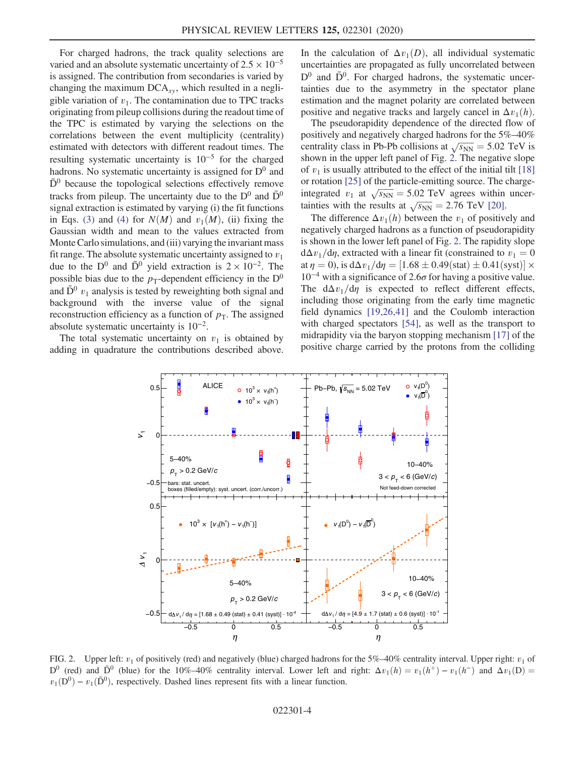For charged hadrons, the track quality selections are varied and an absolute systematic uncertainty of $2.5 \times 10^{-5}$ is assigned. The contribution from secondaries is varied by changing the maximum $\mathrm{DCA}_{xy}$, which resulted in a negligible variation of $v_1$. The contamination due to TPC tracks originating from pileup collisions during the readout time of the TPC is estimated by varying the selections on the correlations between the event multiplicity (centrality) estimated with detectors with different readout times. The resulting systematic uncertainty is $10^{-5}$ for the charged hadrons. No systematic uncertainty is assigned for $\mathrm{D}^0$ and $\bar{\mathrm{D}}^0$ because the topological selections effectively remove tracks from pileup. The uncertainty due to the $\mathrm{D}^0$ and $\bar{\mathrm{D}}^0$ signal extraction is estimated by varying (i) the fit functions in Eqs. (3) and (4) for $N(M)$ and $v_1(M)$, (ii) fixing the Gaussian width and mean to the values extracted from Monte Carlo simulations, and (iii) varying the invariant mass fit range. The absolute systematic uncertainty assigned to $v_1$ due to the $\mathrm{D}^0$ and $\bar{\mathrm{D}}^0$ yield extraction is $2 \times 10^{-2}$. The possible bias due to the $p_{\mathrm{T}}$-dependent efficiency in the $\mathrm{D}^0$ and $\bar{\mathrm{D}}^0$ $v_1$ analysis is tested by reweighting both signal and background with the inverse value of the signal reconstruction efficiency as a function of $p_{\mathrm{T}}$. The assigned absolute systematic uncertainty is $10^{-2}$.

The total systematic uncertainty on $v_1$ is obtained by adding in quadrature the contributions described above. In the calculation of $\Delta v_1(D)$, all individual systematic uncertainties are propagated as fully uncorrelated between $\mathrm{D}^0$ and $\bar{\mathrm{D}}^0$. For charged hadrons, the systematic uncertainties due to the asymmetry in the spectator plane estimation and the magnet polarity are correlated between positive and negative tracks and largely cancel in $\Delta v_1(h)$.

The pseudorapidity dependence of the directed flow of positively and negatively charged hadrons for the 5%–40% centrality class in Pb-Pb collisions at $\sqrt{s_{\mathrm{NN}}} = 5.02$ TeV is shown in the upper left panel of Fig. 2. The negative slope of $v_1$ is usually attributed to the effect of the initial tilt [18] or rotation [25] of the particle-emitting source. The charge-integrated $v_1$ at $\sqrt{s_{\mathrm{NN}}} = 5.02$ TeV agrees within uncertainties with the results at $\sqrt{s_{\mathrm{NN}}} = 2.76$ TeV [20].

The difference $\Delta v_1(h)$ between the $v_1$ of positively and negatively charged hadrons as a function of pseudorapidity is shown in the lower left panel of Fig. 2. The rapidity slope $\mathrm{d}\Delta v_1/\mathrm{d}\eta$, extracted with a linear fit (constrained to $v_1 = 0$ at $\eta = 0$), is $\mathrm{d}\Delta v_1/\mathrm{d}\eta = [1.68 \pm 0.49(\mathrm{stat}) \pm 0.41(\mathrm{syst})] \times 10^{-4}$ with a significance of $2.6\sigma$ for having a positive value. The $\mathrm{d}\Delta v_1/\mathrm{d}\eta$ is expected to reflect different effects, including those originating from the early time magnetic field dynamics [19,26,41] and the Coulomb interaction with charged spectators [54], as well as the transport to midrapidity via the baryon stopping mechanism [17] of the positive charge carried by the protons from the colliding

FIG. 2. Upper left: $v_1$ of positively (red) and negatively (blue) charged hadrons for the 5%–40% centrality interval. Upper right: $v_1$ of $\mathrm{D}^0$ (red) and $\bar{\mathrm{D}}^0$ (blue) for the 10%–40% centrality interval. Lower left and right: $\Delta v_1(h) = v_1(h^+) - v_1(h^-)$ and $\Delta v_1(\mathrm{D}) = v_1(\mathrm{D}^0) - v_1(\bar{\mathrm{D}}^0)$, respectively. Dashed lines represent fits with a linear function.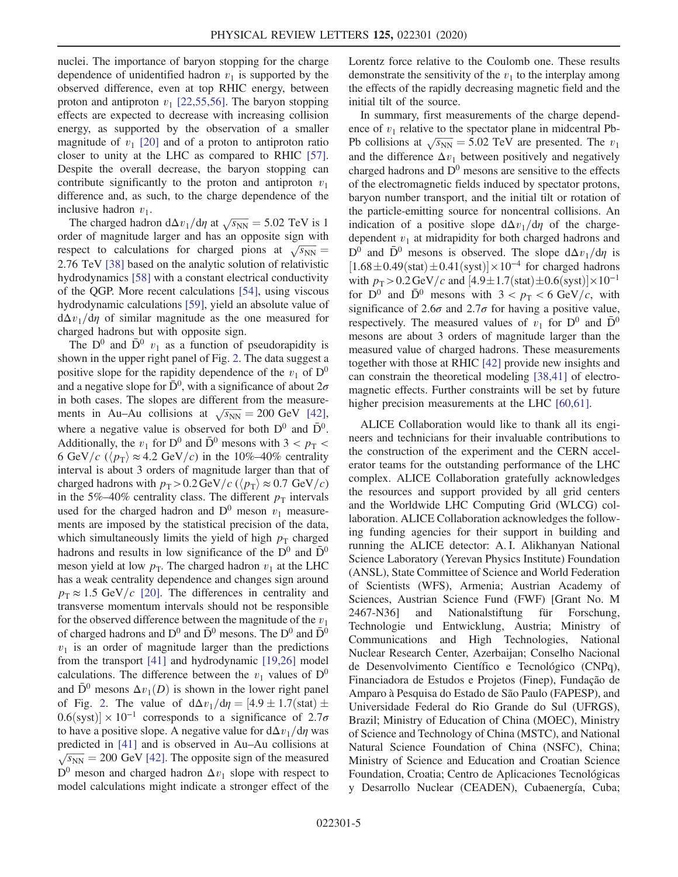nuclei. The importance of baryon stopping for the charge dependence of unidentified hadron $v_1$ is supported by the observed difference, even at top RHIC energy, between proton and antiproton $v_1$ [22,55,56]. The baryon stopping effects are expected to decrease with increasing collision energy, as supported by the observation of a smaller magnitude of $v_1$ [20] and of a proton to antiproton ratio closer to unity at the LHC as compared to RHIC [57]. Despite the overall decrease, the baryon stopping can contribute significantly to the proton and antiproton $v_1$ difference and, as such, to the charge dependence of the inclusive hadron $v_1$.

The charged hadron $\mathrm{d}\Delta v_1/\mathrm{d}\eta$ at $\sqrt{s_{\mathrm{NN}}} = 5.02$ TeV is 1 order of magnitude larger and has an opposite sign with respect to calculations for charged pions at $\sqrt{s_{\mathrm{NN}}} = 2.76$ TeV [38] based on the analytic solution of relativistic hydrodynamics [58] with a constant electrical conductivity of the QGP. More recent calculations [54], using viscous hydrodynamic calculations [59], yield an absolute value of $\mathrm{d}\Delta v_1/\mathrm{d}\eta$ of similar magnitude as the one measured for charged hadrons but with opposite sign.

The $\mathrm{D}^0$ and $\bar{\mathrm{D}}^0$ $v_1$ as a function of pseudorapidity is shown in the upper right panel of Fig. 2. The data suggest a positive slope for the rapidity dependence of the $v_1$ of $\mathrm{D}^0$ and a negative slope for $\bar{\mathrm{D}}^0$, with a significance of about $2\sigma$ in both cases. The slopes are different from the measurements in Au–Au collisions at $\sqrt{s_{\mathrm{NN}}} = 200$ GeV [42], where a negative value is observed for both $\mathrm{D}^0$ and $\bar{\mathrm{D}}^0$. Additionally, the $v_1$ for $\mathrm{D}^0$ and $\bar{\mathrm{D}}^0$ mesons with $3 < p_{\mathrm{T}} < 6$ GeV/$c$ ($\langle p_{\mathrm{T}}\rangle \approx 4.2$ GeV/$c$) in the 10%–40% centrality interval is about 3 orders of magnitude larger than that of charged hadrons with $p_{\mathrm{T}} > 0.2$ GeV/$c$ ($\langle p_{\mathrm{T}}\rangle \approx 0.7$ GeV/$c$) in the 5%–40% centrality class. The different $p_{\mathrm{T}}$ intervals used for the charged hadron and $\mathrm{D}^0$ meson $v_1$ measurements are imposed by the statistical precision of the data, which simultaneously limits the yield of high $p_{\mathrm{T}}$ charged hadrons and results in low significance of the $\mathrm{D}^0$ and $\bar{\mathrm{D}}^0$ meson yield at low $p_{\mathrm{T}}$. The charged hadron $v_1$ at the LHC has a weak centrality dependence and changes sign around $p_{\mathrm{T}} \approx 1.5$ GeV/$c$ [20]. The differences in centrality and transverse momentum intervals should not be responsible for the observed difference between the magnitude of the $v_1$ of charged hadrons and $\mathrm{D}^0$ and $\bar{\mathrm{D}}^0$ mesons. The $\mathrm{D}^0$ and $\bar{\mathrm{D}}^0$ $v_1$ is an order of magnitude larger than the predictions from the transport [41] and hydrodynamic [19,26] model calculations. The difference between the $v_1$ values of $\mathrm{D}^0$ and $\bar{\mathrm{D}}^0$ mesons $\Delta v_1(D)$ is shown in the lower right panel of Fig. 2. The value of $\mathrm{d}\Delta v_1/\mathrm{d}\eta = [4.9 \pm 1.7(\mathrm{stat}) \pm 0.6(\mathrm{syst})] \times 10^{-1}$ corresponds to a significance of $2.7\sigma$ to have a positive slope. A negative value for $\mathrm{d}\Delta v_1/\mathrm{d}\eta$ was predicted in [41] and is observed in Au–Au collisions at $\sqrt{s_{\mathrm{NN}}} = 200$ GeV [42]. The opposite sign of the measured $\mathrm{D}^0$ meson and charged hadron $\Delta v_1$ slope with respect to model calculations might indicate a stronger effect of the Lorentz force relative to the Coulomb one. These results demonstrate the sensitivity of the $v_1$ to the interplay among the effects of the rapidly decreasing magnetic field and the initial tilt of the source.

In summary, first measurements of the charge dependence of $v_1$ relative to the spectator plane in midcentral Pb-Pb collisions at $\sqrt{s_{\mathrm{NN}}} = 5.02$ TeV are presented. The $v_1$ and the difference $\Delta v_1$ between positively and negatively charged hadrons and $\mathrm{D}^0$ mesons are sensitive to the effects of the electromagnetic fields induced by spectator protons, baryon number transport, and the initial tilt or rotation of the particle-emitting source for noncentral collisions. An indication of a positive slope $\mathrm{d}\Delta v_1/\mathrm{d}\eta$ of the charge-dependent $v_1$ at midrapidity for both charged hadrons and $\mathrm{D}^0$ and $\bar{\mathrm{D}}^0$ mesons is observed. The slope $\mathrm{d}\Delta v_1/\mathrm{d}\eta$ is $[1.68 \pm 0.49(\mathrm{stat}) \pm 0.41(\mathrm{syst})] \times 10^{-4}$ for charged hadrons with $p_{\mathrm{T}} > 0.2$ GeV/$c$ and $[4.9 \pm 1.7(\mathrm{stat}) \pm 0.6(\mathrm{syst})] \times 10^{-1}$ for $\mathrm{D}^0$ and $\bar{\mathrm{D}}^0$ mesons with $3 < p_{\mathrm{T}} < 6$ GeV/$c$, with significance of $2.6\sigma$ and $2.7\sigma$ for having a positive value, respectively. The measured values of $v_1$ for $\mathrm{D}^0$ and $\bar{\mathrm{D}}^0$ mesons are about 3 orders of magnitude larger than the measured value of charged hadrons. These measurements together with those at RHIC [42] provide new insights and can constrain the theoretical modeling [38,41] of electromagnetic effects. Further constraints will be set by future higher precision measurements at the LHC [60,61].

ALICE Collaboration would like to thank all its engineers and technicians for their invaluable contributions to the construction of the experiment and the CERN accelerator teams for the outstanding performance of the LHC complex. ALICE Collaboration gratefully acknowledges the resources and support provided by all grid centers and the Worldwide LHC Computing Grid (WLCG) collaboration. ALICE Collaboration acknowledges the following funding agencies for their support in building and running the ALICE detector: A. I. Alikhanyan National Science Laboratory (Yerevan Physics Institute) Foundation (ANSL), State Committee of Science and World Federation of Scientists (WFS), Armenia; Austrian Academy of Sciences, Austrian Science Fund (FWF) [Grant No. M 2467-N36] and Nationalstiftung für Forschung, Technologie und Entwicklung, Austria; Ministry of Communications and High Technologies, National Nuclear Research Center, Azerbaijan; Conselho Nacional de Desenvolvimento Científico e Tecnológico (CNPq), Financiadora de Estudos e Projetos (Finep), Fundação de Amparo à Pesquisa do Estado de São Paulo (FAPESP), and Universidade Federal do Rio Grande do Sul (UFRGS), Brazil; Ministry of Education of China (MOEC), Ministry of Science and Technology of China (MSTC), and National Natural Science Foundation of China (NSFC), China; Ministry of Science and Education and Croatian Science Foundation, Croatia; Centro de Aplicaciones Tecnológicas y Desarrollo Nuclear (CEADEN), Cubaenergía, Cuba;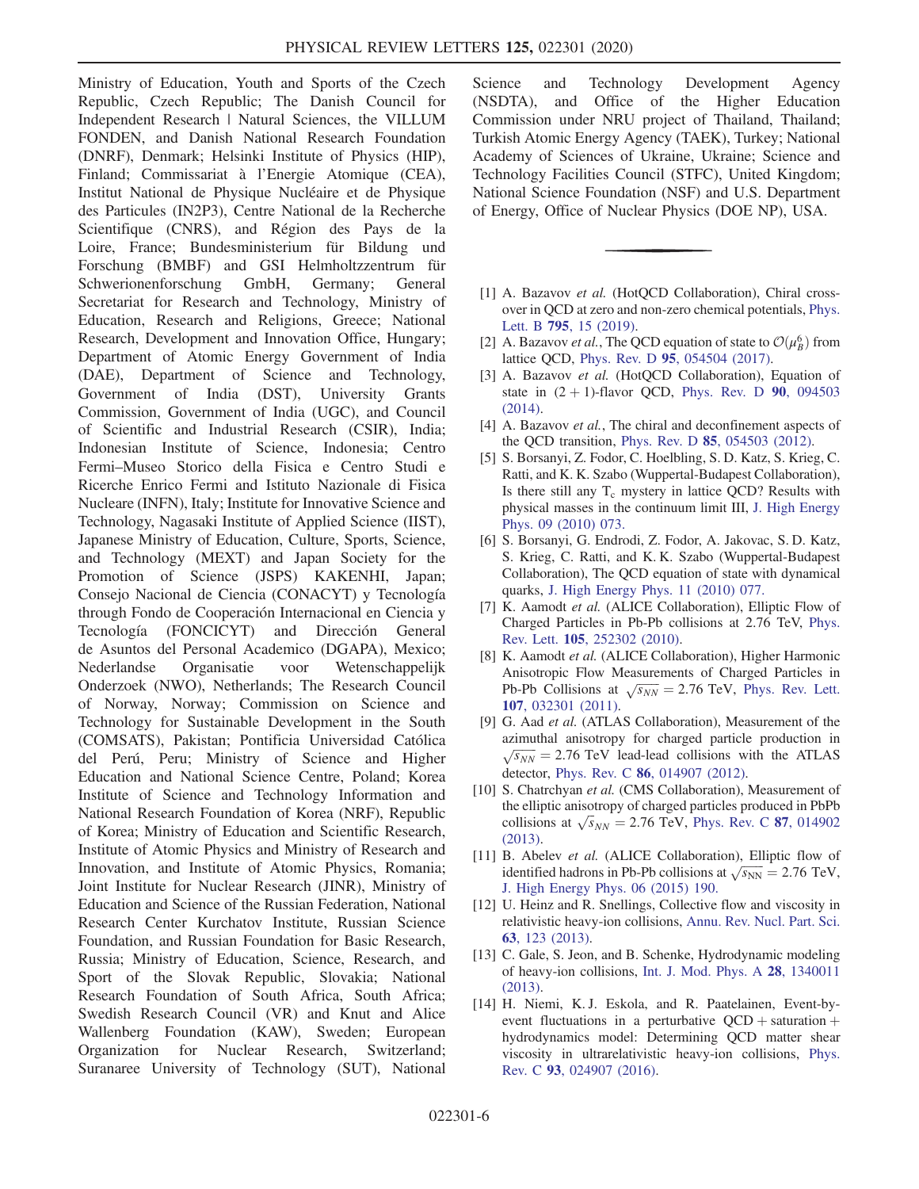Ministry of Education, Youth and Sports of the Czech Republic, Czech Republic; The Danish Council for Independent Research | Natural Sciences, the VILLUM FONDEN, and Danish National Research Foundation (DNRF), Denmark; Helsinki Institute of Physics (HIP), Finland; Commissariat à l'Energie Atomique (CEA), Institut National de Physique Nucléaire et de Physique des Particules (IN2P3), Centre National de la Recherche Scientifique (CNRS), and Région des Pays de la Loire, France; Bundesministerium für Bildung und Forschung (BMBF) and GSI Helmholtzzentrum für Schwerionenforschung GmbH, Germany; General Secretariat for Research and Technology, Ministry of Education, Research and Religions, Greece; National Research, Development and Innovation Office, Hungary; Department of Atomic Energy Government of India (DAE), Department of Science and Technology, Government of India (DST), University Grants Commission, Government of India (UGC), and Council of Scientific and Industrial Research (CSIR), India; Indonesian Institute of Science, Indonesia; Centro Fermi–Museo Storico della Fisica e Centro Studi e Ricerche Enrico Fermi and Istituto Nazionale di Fisica Nucleare (INFN), Italy; Institute for Innovative Science and Technology, Nagasaki Institute of Applied Science (IIST), Japanese Ministry of Education, Culture, Sports, Science, and Technology (MEXT) and Japan Society for the Promotion of Science (JSPS) KAKENHI, Japan; Consejo Nacional de Ciencia (CONACYT) y Tecnología through Fondo de Cooperación Internacional en Ciencia y Tecnología (FONCICYT) and Dirección General de Asuntos del Personal Academico (DGAPA), Mexico; Nederlandse Organisatie voor Wetenschappelijk Onderzoek (NWO), Netherlands; The Research Council of Norway, Norway; Commission on Science and Technology for Sustainable Development in the South (COMSATS), Pakistan; Pontificia Universidad Católica del Perú, Peru; Ministry of Science and Higher Education and National Science Centre, Poland; Korea Institute of Science and Technology Information and National Research Foundation of Korea (NRF), Republic of Korea; Ministry of Education and Scientific Research, Institute of Atomic Physics and Ministry of Research and Innovation, and Institute of Atomic Physics, Romania; Joint Institute for Nuclear Research (JINR), Ministry of Education and Science of the Russian Federation, National Research Center Kurchatov Institute, Russian Science Foundation, and Russian Foundation for Basic Research, Russia; Ministry of Education, Science, Research, and Sport of the Slovak Republic, Slovakia; National Research Foundation of South Africa, South Africa; Swedish Research Council (VR) and Knut and Alice Wallenberg Foundation (KAW), Sweden; European Organization for Nuclear Research, Switzerland; Suranaree University of Technology (SUT), National Science and Technology Development Agency (NSDTA), and Office of the Higher Education Commission under NRU project of Thailand, Thailand; Turkish Atomic Energy Agency (TAEK), Turkey; National Academy of Sciences of Ukraine, Ukraine; Science and Technology Facilities Council (STFC), United Kingdom; National Science Foundation (NSF) and U.S. Department of Energy, Office of Nuclear Physics (DOE NP), USA.

---

[1] A. Bazavov *et al.* (HotQCD Collaboration), Chiral crossover in QCD at zero and non-zero chemical potentials, Phys. Lett. B **795**, 15 (2019).

[2] A. Bazavov *et al.*, The QCD equation of state to $\mathcal{O}(\mu_B^6)$ from lattice QCD, Phys. Rev. D **95**, 054504 (2017).

[3] A. Bazavov *et al.* (HotQCD Collaboration), Equation of state in $(2+1)$-flavor QCD, Phys. Rev. D **90**, 094503 (2014).

[4] A. Bazavov *et al.*, The chiral and deconfinement aspects of the QCD transition, Phys. Rev. D **85**, 054503 (2012).

[5] S. Borsanyi, Z. Fodor, C. Hoelbling, S. D. Katz, S. Krieg, C. Ratti, and K. K. Szabo (Wuppertal-Budapest Collaboration), Is there still any $T_c$ mystery in lattice QCD? Results with physical masses in the continuum limit III, J. High Energy Phys. 09 (2010) 073.

[6] S. Borsanyi, G. Endrodi, Z. Fodor, A. Jakovac, S. D. Katz, S. Krieg, C. Ratti, and K. K. Szabo (Wuppertal-Budapest Collaboration), The QCD equation of state with dynamical quarks, J. High Energy Phys. 11 (2010) 077.

[7] K. Aamodt *et al.* (ALICE Collaboration), Elliptic Flow of Charged Particles in Pb-Pb collisions at 2.76 TeV, Phys. Rev. Lett. **105**, 252302 (2010).

[8] K. Aamodt *et al.* (ALICE Collaboration), Higher Harmonic Anisotropic Flow Measurements of Charged Particles in Pb-Pb Collisions at $\sqrt{s_{NN}} = 2.76$ TeV, Phys. Rev. Lett. **107**, 032301 (2011).

[9] G. Aad *et al.* (ATLAS Collaboration), Measurement of the azimuthal anisotropy for charged particle production in $\sqrt{s_{NN}} = 2.76$ TeV lead-lead collisions with the ATLAS detector, Phys. Rev. C **86**, 014907 (2012).

[10] S. Chatrchyan *et al.* (CMS Collaboration), Measurement of the elliptic anisotropy of charged particles produced in PbPb collisions at $\sqrt{s_{NN}} = 2.76$ TeV, Phys. Rev. C **87**, 014902 (2013).

[11] B. Abelev *et al.* (ALICE Collaboration), Elliptic flow of identified hadrons in Pb-Pb collisions at $\sqrt{s_{\mathrm{NN}}} = 2.76$ TeV, J. High Energy Phys. 06 (2015) 190.

[12] U. Heinz and R. Snellings, Collective flow and viscosity in relativistic heavy-ion collisions, Annu. Rev. Nucl. Part. Sci. **63**, 123 (2013).

[13] C. Gale, S. Jeon, and B. Schenke, Hydrodynamic modeling of heavy-ion collisions, Int. J. Mod. Phys. A **28**, 1340011 (2013).

[14] H. Niemi, K. J. Eskola, and R. Paatelainen, Event-by-event fluctuations in a perturbative QCD + saturation + hydrodynamics model: Determining QCD matter shear viscosity in ultrarelativistic heavy-ion collisions, Phys. Rev. C **93**, 024907 (2016).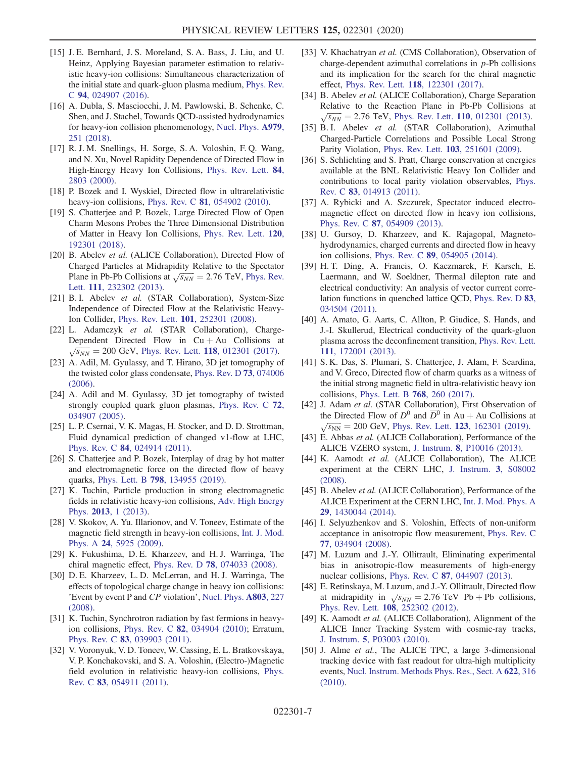[15] J. E. Bernhard, J. S. Moreland, S. A. Bass, J. Liu, and U. Heinz, Applying Bayesian parameter estimation to relativistic heavy-ion collisions: Simultaneous characterization of the initial state and quark-gluon plasma medium, Phys. Rev. C 94, 024907 (2016).

[16] A. Dubla, S. Masciocchi, J. M. Pawlowski, B. Schenke, C. Shen, and J. Stachel, Towards QCD-assisted hydrodynamics for heavy-ion collision phenomenology, Nucl. Phys. A979, 251 (2018).

[17] R. J. M. Snellings, H. Sorge, S. A. Voloshin, F. Q. Wang, and N. Xu, Novel Rapidity Dependence of Directed Flow in High-Energy Heavy Ion Collisions, Phys. Rev. Lett. 84, 2803 (2000).

[18] P. Bozek and I. Wyskiel, Directed flow in ultrarelativistic heavy-ion collisions, Phys. Rev. C 81, 054902 (2010).

[19] S. Chatterjee and P. Bozek, Large Directed Flow of Open Charm Mesons Probes the Three Dimensional Distribution of Matter in Heavy Ion Collisions, Phys. Rev. Lett. 120, 192301 (2018).

[20] B. Abelev *et al.* (ALICE Collaboration), Directed Flow of Charged Particles at Midrapidity Relative to the Spectator Plane in Pb-Pb Collisions at $\sqrt{s_{NN}} = 2.76$ TeV, Phys. Rev. Lett. 111, 232302 (2013).

[21] B. I. Abelev *et al.* (STAR Collaboration), System-Size Independence of Directed Flow at the Relativistic Heavy-Ion Collider, Phys. Rev. Lett. 101, 252301 (2008).

[22] L. Adamczyk *et al.* (STAR Collaboration), Charge-Dependent Directed Flow in Cu + Au Collisions at $\sqrt{s_{NN}} = 200$ GeV, Phys. Rev. Lett. 118, 012301 (2017).

[23] A. Adil, M. Gyulassy, and T. Hirano, 3D jet tomography of the twisted color glass condensate, Phys. Rev. D 73, 074006 (2006).

[24] A. Adil and M. Gyulassy, 3D jet tomography of twisted strongly coupled quark gluon plasmas, Phys. Rev. C 72, 034907 (2005).

[25] L. P. Csernai, V. K. Magas, H. Stocker, and D. D. Strottman, Fluid dynamical prediction of changed v1-flow at LHC, Phys. Rev. C 84, 024914 (2011).

[26] S. Chatterjee and P. Bozek, Interplay of drag by hot matter and electromagnetic force on the directed flow of heavy quarks, Phys. Lett. B 798, 134955 (2019).

[27] K. Tuchin, Particle production in strong electromagnetic fields in relativistic heavy-ion collisions, Adv. High Energy Phys. 2013, 1 (2013).

[28] V. Skokov, A. Yu. Illarionov, and V. Toneev, Estimate of the magnetic field strength in heavy-ion collisions, Int. J. Mod. Phys. A 24, 5925 (2009).

[29] K. Fukushima, D. E. Kharzeev, and H. J. Warringa, The chiral magnetic effect, Phys. Rev. D 78, 074033 (2008).

[30] D. E. Kharzeev, L. D. McLerran, and H. J. Warringa, The effects of topological charge change in heavy ion collisions: 'Event by event P and *CP* violation', Nucl. Phys. A803, 227 (2008).

[31] K. Tuchin, Synchrotron radiation by fast fermions in heavy-ion collisions, Phys. Rev. C 82, 034904 (2010); Erratum, Phys. Rev. C 83, 039903 (2011).

[32] V. Voronyuk, V. D. Toneev, W. Cassing, E. L. Bratkovskaya, V. P. Konchakovski, and S. A. Voloshin, (Electro-)Magnetic field evolution in relativistic heavy-ion collisions, Phys. Rev. C 83, 054911 (2011).

[33] V. Khachatryan *et al.* (CMS Collaboration), Observation of charge-dependent azimuthal correlations in *p*-Pb collisions and its implication for the search for the chiral magnetic effect, Phys. Rev. Lett. 118, 122301 (2017).

[34] B. Abelev *et al.* (ALICE Collaboration), Charge Separation Relative to the Reaction Plane in Pb-Pb Collisions at $\sqrt{s_{NN}} = 2.76$ TeV, Phys. Rev. Lett. 110, 012301 (2013).

[35] B. I. Abelev *et al.* (STAR Collaboration), Azimuthal Charged-Particle Correlations and Possible Local Strong Parity Violation, Phys. Rev. Lett. 103, 251601 (2009).

[36] S. Schlichting and S. Pratt, Charge conservation at energies available at the BNL Relativistic Heavy Ion Collider and contributions to local parity violation observables, Phys. Rev. C 83, 014913 (2011).

[37] A. Rybicki and A. Szczurek, Spectator induced electromagnetic effect on directed flow in heavy ion collisions, Phys. Rev. C 87, 054909 (2013).

[38] U. Gursoy, D. Kharzeev, and K. Rajagopal, Magnetohydrodynamics, charged currents and directed flow in heavy ion collisions, Phys. Rev. C 89, 054905 (2014).

[39] H. T. Ding, A. Francis, O. Kaczmarek, F. Karsch, E. Laermann, and W. Soeldner, Thermal dilepton rate and electrical conductivity: An analysis of vector current correlation functions in quenched lattice QCD, Phys. Rev. D 83, 034504 (2011).

[40] A. Amato, G. Aarts, C. Allton, P. Giudice, S. Hands, and J.-I. Skullerud, Electrical conductivity of the quark-gluon plasma across the deconfinement transition, Phys. Rev. Lett. 111, 172001 (2013).

[41] S. K. Das, S. Plumari, S. Chatterjee, J. Alam, F. Scardina, and V. Greco, Directed flow of charm quarks as a witness of the initial strong magnetic field in ultra-relativistic heavy ion collisions, Phys. Lett. B 768, 260 (2017).

[42] J. Adam *et al.* (STAR Collaboration), First Observation of the Directed Flow of $D^0$ and $\overline{D^0}$ in Au + Au Collisions at $\sqrt{s_{NN}} = 200$ GeV, Phys. Rev. Lett. 123, 162301 (2019).

[43] E. Abbas *et al.* (ALICE Collaboration), Performance of the ALICE VZERO system, J. Instrum. 8, P10016 (2013).

[44] K. Aamodt *et al.* (ALICE Collaboration), The ALICE experiment at the CERN LHC, J. Instrum. 3, S08002 (2008).

[45] B. Abelev *et al.* (ALICE Collaboration), Performance of the ALICE Experiment at the CERN LHC, Int. J. Mod. Phys. A 29, 1430044 (2014).

[46] I. Selyuzhenkov and S. Voloshin, Effects of non-uniform acceptance in anisotropic flow measurement, Phys. Rev. C 77, 034904 (2008).

[47] M. Luzum and J.-Y. Ollitrault, Eliminating experimental bias in anisotropic-flow measurements of high-energy nuclear collisions, Phys. Rev. C 87, 044907 (2013).

[48] E. Retinskaya, M. Luzum, and J.-Y. Ollitrault, Directed flow at midrapidity in $\sqrt{s_{NN}} = 2.76$ TeV Pb + Pb collisions, Phys. Rev. Lett. 108, 252302 (2012).

[49] K. Aamodt *et al.* (ALICE Collaboration), Alignment of the ALICE Inner Tracking System with cosmic-ray tracks, J. Instrum. 5, P03003 (2010).

[50] J. Alme *et al.*, The ALICE TPC, a large 3-dimensional tracking device with fast readout for ultra-high multiplicity events, Nucl. Instrum. Methods Phys. Res., Sect. A 622, 316 (2010).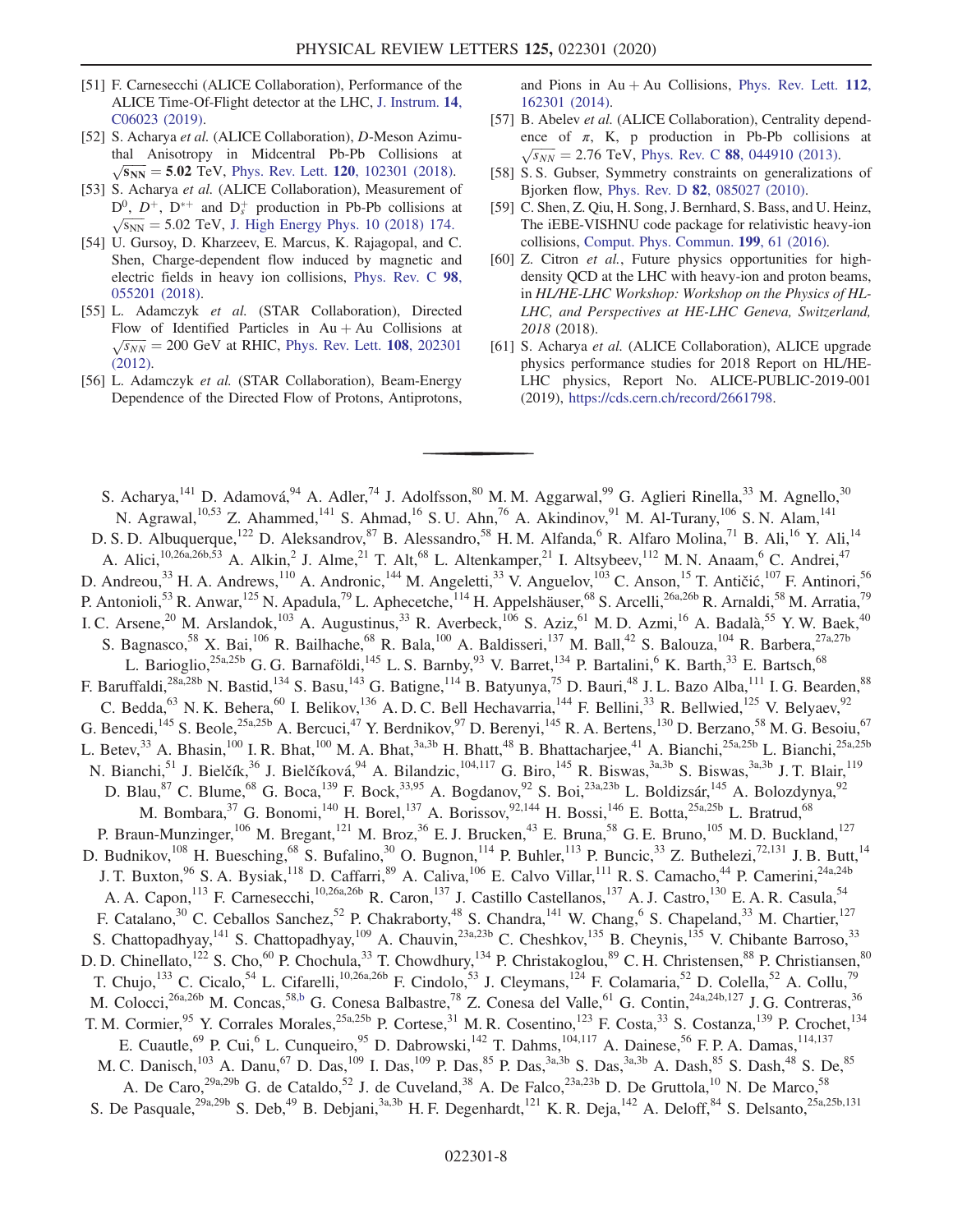[51] F. Carnesecchi (ALICE Collaboration), Performance of the ALICE Time-Of-Flight detector at the LHC, J. Instrum. **14**, C06023 (2019).

[52] S. Acharya *et al.* (ALICE Collaboration), *D*-Meson Azimuthal Anisotropy in Midcentral Pb-Pb Collisions at $\sqrt{s_{NN}} = 5.02$ TeV, Phys. Rev. Lett. **120**, 102301 (2018).

[53] S. Acharya *et al.* (ALICE Collaboration), Measurement of $D^0$, $D^+$, $D^{*+}$ and $D_s^+$ production in Pb-Pb collisions at $\sqrt{s_{NN}} = 5.02$ TeV, J. High Energy Phys. 10 (2018) 174.

[54] U. Gursoy, D. Kharzeev, E. Marcus, K. Rajagopal, and C. Shen, Charge-dependent flow induced by magnetic and electric fields in heavy ion collisions, Phys. Rev. C **98**, 055201 (2018).

[55] L. Adamczyk *et al.* (STAR Collaboration), Directed Flow of Identified Particles in Au + Au Collisions at $\sqrt{s_{NN}} = 200$ GeV at RHIC, Phys. Rev. Lett. **108**, 202301 (2012).

[56] L. Adamczyk *et al.* (STAR Collaboration), Beam-Energy Dependence of the Directed Flow of Protons, Antiprotons, and Pions in Au + Au Collisions, Phys. Rev. Lett. **112**, 162301 (2014).

[57] B. Abelev *et al.* (ALICE Collaboration), Centrality dependence of π, K, p production in Pb-Pb collisions at $\sqrt{s_{NN}} = 2.76$ TeV, Phys. Rev. C **88**, 044910 (2013).

[58] S. S. Gubser, Symmetry constraints on generalizations of Bjorken flow, Phys. Rev. D **82**, 085027 (2010).

[59] C. Shen, Z. Qiu, H. Song, J. Bernhard, S. Bass, and U. Heinz, The iEBE-VISHNU code package for relativistic heavy-ion collisions, Comput. Phys. Commun. **199**, 61 (2016).

[60] Z. Citron *et al.*, Future physics opportunities for high-density QCD at the LHC with heavy-ion and proton beams, in *HL/HE-LHC Workshop: Workshop on the Physics of HL-LHC, and Perspectives at HE-LHC Geneva, Switzerland, 2018* (2018).

[61] S. Acharya *et al.* (ALICE Collaboration), ALICE upgrade physics performance studies for 2018 Report on HL/HE-LHC physics, Report No. ALICE-PUBLIC-2019-001 (2019), https://cds.cern.ch/record/2661798.

---

S. Acharya,[141] D. Adamová,[94] A. Adler,[74] J. Adolfsson,[80] M. M. Aggarwal,[99] G. Aglieri Rinella,[33] M. Agnello,[30] N. Agrawal,[10,53] Z. Ahammed,[141] S. Ahmad,[16] S. U. Ahn,[76] A. Akindinov,[91] M. Al-Turany,[106] S. N. Alam,[141] D. S. D. Albuquerque,[122] D. Aleksandrov,[87] B. Alessandro,[58] H. M. Alfanda,[6] R. Alfaro Molina,[71] B. Ali,[16] Y. Ali,[14] A. Alici,[10,26a,26b,53] A. Alkin,[2] J. Alme,[21] T. Alt,[68] L. Altenkamper,[21] I. Altsybeev,[112] M. N. Anaam,[6] C. Andrei,[47] D. Andreou,[33] H. A. Andrews,[110] A. Andronic,[144] M. Angeletti,[33] V. Anguelov,[103] C. Anson,[15] T. Antičić,[107] F. Antinori,[56] P. Antonioli,[53] R. Anwar,[125] N. Apadula,[79] L. Aphecetche,[114] H. Appelshäuser,[68] S. Arcelli,[26a,26b] R. Arnaldi,[58] M. Arratia,[79] I. C. Arsene,[20] M. Arslandok,[103] A. Augustinus,[33] R. Averbeck,[106] S. Aziz,[61] M. D. Azmi,[16] A. Badalà,[55] Y. W. Baek,[40] S. Bagnasco,[58] X. Bai,[106] R. Bailhache,[68] R. Bala,[100] A. Baldisseri,[137] M. Ball,[42] S. Balouza,[104] R. Barbera,[27a,27b] L. Barioglio,[25a,25b] G. G. Barnaföldi,[145] L. S. Barnby,[93] V. Barret,[134] P. Bartalini,[6] K. Barth,[33] E. Bartsch,[68] F. Baruffaldi,[28a,28b] N. Bastid,[134] S. Basu,[143] G. Batigne,[114] B. Batyunya,[75] D. Bauri,[48] J. L. Bazo Alba,[111] I. G. Bearden,[88] C. Bedda,[63] N. K. Behera,[60] I. Belikov,[136] A. D. C. Bell Hechavarria,[144] F. Bellini,[33] R. Bellwied,[125] V. Belyaev,[92] G. Bencedi,[145] S. Beole,[25a,25b] A. Bercuci,[47] Y. Berdnikov,[97] D. Berenyi,[145] R. A. Bertens,[130] D. Berzano,[58] M. G. Besoiu,[67] L. Betev,[33] A. Bhasin,[100] I. R. Bhat,[100] M. A. Bhat,[3a,3b] H. Bhatt,[48] B. Bhattacharjee,[41] A. Bianchi,[25a,25b] L. Bianchi,[25a,25b] N. Bianchi,[51] J. Bielčík,[36] J. Bielčíková,[94] A. Bilandzic,[104,117] G. Biro,[145] R. Biswas,[3a,3b] S. Biswas,[3a,3b] J. T. Blair,[119] D. Blau,[87] C. Blume,[68] G. Boca,[139] F. Bock,[33,95] A. Bogdanov,[92] S. Boi,[23a,23b] L. Boldizsár,[145] A. Bolozdynya,[92] M. Bombara,[37] G. Bonomi,[140] H. Borel,[137] A. Borissov,[92,144] H. Bossi,[146] E. Botta,[25a,25b] L. Bratrud,[68] P. Braun-Munzinger,[106] M. Bregant,[121] M. Broz,[36] E. J. Brucken,[43] E. Bruna,[58] G. E. Bruno,[105] M. D. Buckland,[127] D. Budnikov,[108] H. Buesching,[68] S. Bufalino,[30] O. Bugnon,[114] P. Buhler,[113] P. Buncic,[33] Z. Buthelezi,[72,131] J. B. Butt,[14] J. T. Buxton,[96] S. A. Bysiak,[118] D. Caffarri,[89] A. Caliva,[106] E. Calvo Villar,[111] R. S. Camacho,[44] P. Camerini,[24a,24b] A. A. Capon,[113] F. Carnesecchi,[10,26a,26b] R. Caron,[137] J. Castillo Castellanos,[137] A. J. Castro,[130] E. A. R. Casula,[54] F. Catalano,[30] C. Ceballos Sanchez,[52] P. Chakraborty,[48] S. Chandra,[141] W. Chang,[6] S. Chapeland,[33] M. Chartier,[127] S. Chattopadhyay,[141] S. Chattopadhyay,[109] A. Chauvin,[23a,23b] C. Cheshkov,[135] B. Cheynis,[135] V. Chibante Barroso,[33] D. D. Chinellato,[122] S. Cho,[60] P. Chochula,[33] T. Chowdhury,[134] P. Christakoglou,[89] C. H. Christensen,[88] P. Christiansen,[80] T. Chujo,[133] C. Cicalo,[54] L. Cifarelli,[10,26a,26b] F. Cindolo,[53] J. Cleymans,[124] F. Colamaria,[52] D. Colella,[52] A. Collu,[79] M. Colocci,[26a,26b] M. Concas,[58,b] G. Conesa Balbastre,[78] Z. Conesa del Valle,[61] G. Contin,[24a,24b,127] J. G. Contreras,[36] T. M. Cormier,[95] Y. Corrales Morales,[25a,25b] P. Cortese,[31] M. R. Cosentino,[123] F. Costa,[33] S. Costanza,[139] P. Crochet,[134] E. Cuautle,[69] P. Cui,[6] L. Cunqueiro,[95] D. Dabrowski,[142] T. Dahms,[104,117] A. Dainese,[56] F. P. A. Damas,[114,137] M. C. Danisch,[103] A. Danu,[67] D. Das,[109] I. Das,[109] P. Das,[85] P. Das,[3a,3b] S. Das,[3a,3b] A. Dash,[85] S. Dash,[48] S. De,[85] A. De Caro,[29a,29b] G. de Cataldo,[52] J. de Cuveland,[38] A. De Falco,[23a,23b] D. De Gruttola,[10] N. De Marco,[58] S. De Pasquale,[29a,29b] S. Deb,[49] B. Debjani,[3a,3b] H. F. Degenhardt,[121] K. R. Deja,[142] A. Deloff,[84] S. Delsanto,[25a,25b,131]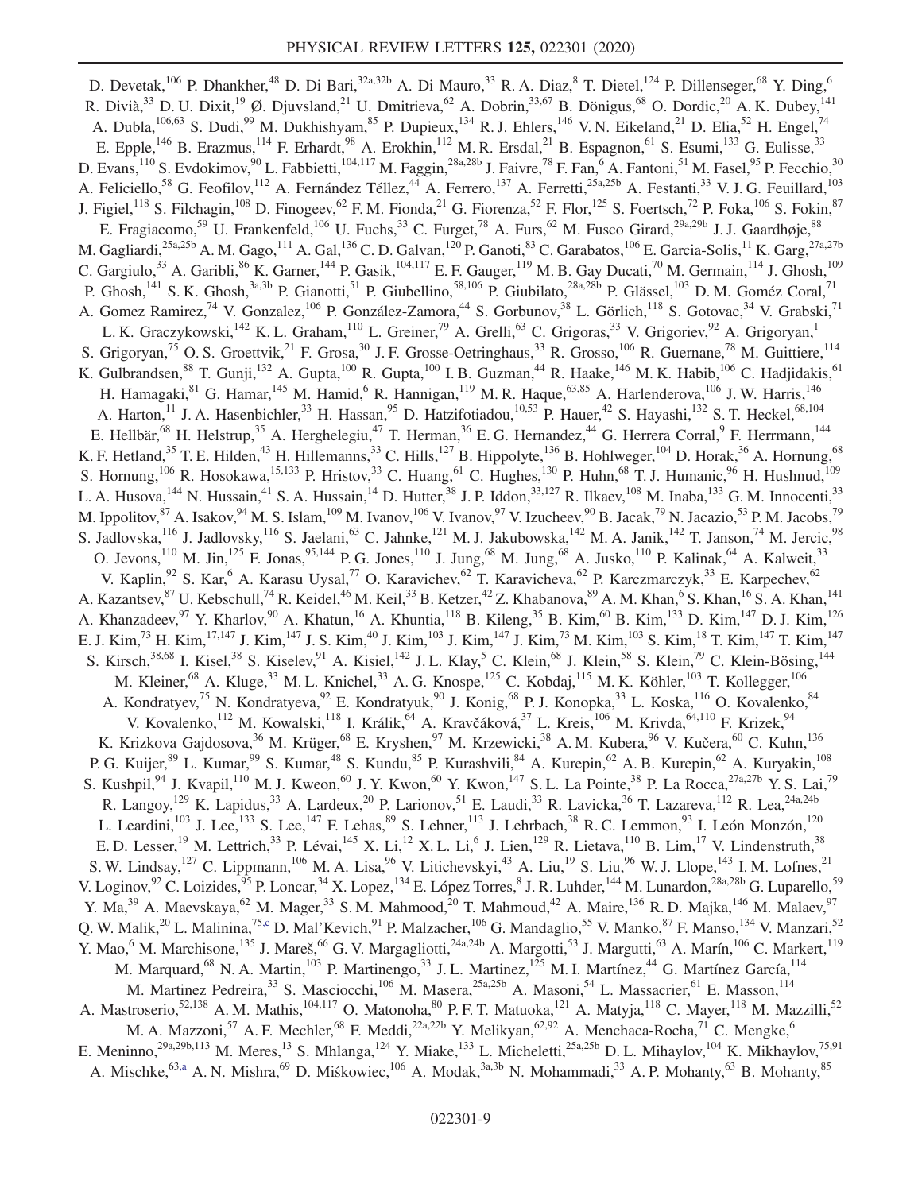D. Devetak,[106] P. Dhankher,[48] D. Di Bari,[32a,32b] A. Di Mauro,[33] R. A. Diaz,[8] T. Dietel,[124] P. Dillenseger,[68] Y. Ding,[6] R. Divià,[33] D. U. Dixit,[19] Ø. Djuvsland,[21] U. Dmitrieva,[62] A. Dobrin,[33,67] B. Dönigus,[68] O. Dordic,[20] A. K. Dubey,[141] A. Dubla,[106,63] S. Dudi,[99] M. Dukhishyam,[85] P. Dupieux,[134] R. J. Ehlers,[146] V. N. Eikeland,[21] D. Elia,[52] H. Engel,[74] E. Epple,[146] B. Erazmus,[114] F. Erhardt,[98] A. Erokhin,[112] M. R. Ersdal,[21] B. Espagnon,[61] S. Esumi,[133] G. Eulisse,[33] D. Evans,[110] S. Evdokimov,[90] L. Fabbietti,[104,117] M. Faggin,[28a,28b] J. Faivre,[78] F. Fan,[6] A. Fantoni,[51] M. Fasel,[95] P. Fecchio,[30] A. Feliciello,[58] G. Feofilov,[112] A. Fernández Téllez,[44] A. Ferrero,[137] A. Ferretti,[25a,25b] A. Festanti,[33] V. J. G. Feuillard,[103] J. Figiel,[118] S. Filchagin,[108] D. Finogeev,[62] F. M. Fionda,[21] G. Fiorenza,[52] F. Flor,[125] S. Foertsch,[72] P. Foka,[106] S. Fokin,[87] E. Fragiacomo,[59] U. Frankenfeld,[106] U. Fuchs,[33] C. Furget,[78] A. Furs,[62] M. Fusco Girard,[29a,29b] J. J. Gaardhøje,[88] M. Gagliardi,[25a,25b] A. M. Gago,[111] A. Gal,[136] C. D. Galvan,[120] P. Ganoti,[83] C. Garabatos,[106] E. Garcia-Solis,[11] K. Garg,[27a,27b] C. Gargiulo,[33] A. Garibli,[86] K. Garner,[144] P. Gasik,[104,117] E. F. Gauger,[119] M. B. Gay Ducati,[70] M. Germain,[114] J. Ghosh,[109] P. Ghosh,[141] S. K. Ghosh,[3a,3b] P. Gianotti,[51] P. Giubellino,[58,106] P. Giubilato,[28a,28b] P. Glässel,[103] D. M. Goméz Coral,[71] A. Gomez Ramirez,[74] V. Gonzalez,[106] P. González-Zamora,[44] S. Gorbunov,[38] L. Görlich,[118] S. Gotovac,[34] V. Grabski,[71] L. K. Graczykowski,[142] K. L. Graham,[110] L. Greiner,[79] A. Grelli,[63] C. Grigoras,[33] V. Grigoriev,[92] A. Grigoryan,[1] S. Grigoryan,[75] O. S. Groettvik,[21] F. Grosa,[30] J. F. Grosse-Oetringhaus,[33] R. Grosso,[106] R. Guernane,[78] M. Guittiere,[114] K. Gulbrandsen,[88] T. Gunji,[132] A. Gupta,[100] R. Gupta,[100] I. B. Guzman,[44] R. Haake,[146] M. K. Habib,[106] C. Hadjidakis,[61] H. Hamagaki,[81] G. Hamar,[145] M. Hamid,[6] R. Hannigan,[119] M. R. Haque,[63,85] A. Harlenderova,[106] J. W. Harris,[146] A. Harton,[11] J. A. Hasenbichler,[33] H. Hassan,[95] D. Hatzifotiadou,[10,53] P. Hauer,[42] S. Hayashi,[132] S. T. Heckel,[68,104] E. Hellbär,[68] H. Helstrup,[35] A. Herghelegiu,[47] T. Herman,[36] E. G. Hernandez,[44] G. Herrera Corral,[9] F. Herrmann,[144] K. F. Hetland,[35] T. E. Hilden,[43] H. Hillemanns,[33] C. Hills,[127] B. Hippolyte,[136] B. Hohlweger,[104] D. Horak,[36] A. Hornung,[68] S. Hornung,[106] R. Hosokawa,[15,133] P. Hristov,[33] C. Huang,[61] C. Hughes,[130] P. Huhn,[68] T. J. Humanic,[96] H. Hushnud,[109] L. A. Husova,[144] N. Hussain,[41] S. A. Hussain,[14] D. Hutter,[38] J. P. Iddon,[33,127] R. Ilkaev,[108] M. Inaba,[133] G. M. Innocenti,[33] M. Ippolitov,[87] A. Isakov,[94] M. S. Islam,[109] M. Ivanov,[106] V. Ivanov,[97] V. Izucheev,[90] B. Jacak,[79] N. Jacazio,[53] P. M. Jacobs,[79] S. Jadlovska,[116] J. Jadlovsky,[116] S. Jaelani,[63] C. Jahnke,[121] M. J. Jakubowska,[142] M. A. Janik,[142] T. Janson,[74] M. Jercic,[98] O. Jevons,[110] M. Jin,[125] F. Jonas,[95,144] P. G. Jones,[110] J. Jung,[68] M. Jung,[68] A. Jusko,[110] P. Kalinak,[64] A. Kalweit,[33] V. Kaplin,[92] S. Kar,[6] A. Karasu Uysal,[77] O. Karavichev,[62] T. Karavicheva,[62] P. Karczmarczyk,[33] E. Karpechev,[62] A. Kazantsev,[87] U. Kebschull,[74] R. Keidel,[46] M. Keil,[33] B. Ketzer,[42] Z. Khabanova,[89] A. M. Khan,[6] S. Khan,[16] S. A. Khan,[141] A. Khanzadeev,[97] Y. Kharlov,[90] A. Khatun,[16] A. Khuntia,[118] B. Kileng,[35] B. Kim,[60] B. Kim,[133] D. Kim,[147] D. J. Kim,[126] E. J. Kim,[73] H. Kim,[17,147] J. Kim,[147] J. S. Kim,[40] J. Kim,[103] J. Kim,[147] J. Kim,[73] M. Kim,[103] S. Kim,[18] T. Kim,[147] T. Kim,[147] S. Kirsch,[38,68] I. Kisel,[38] S. Kiselev,[91] A. Kisiel,[142] J. L. Klay,[5] C. Klein,[68] J. Klein,[58] S. Klein,[79] C. Klein-Bösing,[144] M. Kleiner,[68] A. Kluge,[33] M. L. Knichel,[33] A. G. Knospe,[125] C. Kobdaj,[115] M. K. Köhler,[103] T. Kollegger,[106] A. Kondratyev,[75] N. Kondratyeva,[92] E. Kondratyuk,[90] J. Konig,[68] P. J. Konopka,[33] L. Koska,[116] O. Kovalenko,[84] V. Kovalenko,[112] M. Kowalski,[118] I. Králik,[64] A. Kravčáková,[37] L. Kreis,[106] M. Krivda,[64,110] F. Krizek,[94] K. Krizkova Gajdosova,[36] M. Krüger,[68] E. Kryshen,[97] M. Krzewicki,[38] A. M. Kubera,[96] V. Kučera,[60] C. Kuhn,[136] P. G. Kuijer,[89] L. Kumar,[99] S. Kumar,[48] S. Kundu,[85] P. Kurashvili,[84] A. Kurepin,[62] A. B. Kurepin,[62] A. Kuryakin,[108] S. Kushpil,[94] J. Kvapil,[110] M. J. Kweon,[60] J. Y. Kwon,[60] Y. Kwon,[147] S. L. La Pointe,[38] P. La Rocca,[27a,27b] Y. S. Lai,[79] R. Langoy,[129] K. Lapidus,[33] A. Lardeux,[20] P. Larionov,[51] E. Laudi,[33] R. Lavicka,[36] T. Lazareva,[112] R. Lea,[24a,24b] L. Leardini,[103] J. Lee,[133] S. Lee,[147] F. Lehas,[89] S. Lehner,[113] J. Lehrbach,[38] R. C. Lemmon,[93] I. León Monzón,[120] E. D. Lesser,[19] M. Lettrich,[33] P. Lévai,[145] X. Li,[12] X. L. Li,[6] J. Lien,[129] R. Lietava,[110] B. Lim,[17] V. Lindenstruth,[38] S. W. Lindsay,[127] C. Lippmann,[106] M. A. Lisa,[96] V. Litichevskyi,[43] A. Liu,[19] S. Liu,[96] W. J. Llope,[143] I. M. Lofnes,[21] V. Loginov,[92] C. Loizides,[95] P. Loncar,[34] X. Lopez,[134] E. López Torres,[8] J. R. Luhder,[144] M. Lunardon,[28a,28b] G. Luparello,[59] Y. Ma,[39] A. Maevskaya,[62] M. Mager,[33] S. M. Mahmood,[20] T. Mahmoud,[42] A. Maire,[136] R. D. Majka,[146] M. Malaev,[97] Q. W. Malik,[20] L. Malinina,[75,c] D. Mal'Kevich,[91] P. Malzacher,[106] G. Mandaglio,[55] V. Manko,[87] F. Manso,[134] V. Manzari,[52] Y. Mao,[6] M. Marchisone,[135] J. Mareš,[66] G. V. Margagliotti,[24a,24b] A. Margotti,[53] J. Margutti,[63] A. Marín,[106] C. Markert,[119] M. Marquard,[68] N. A. Martin,[103] P. Martinengo,[33] J. L. Martinez,[125] M. I. Martínez,[44] G. Martínez García,[114] M. Martinez Pedreira,[33] S. Masciocchi,[106] M. Masera,[25a,25b] A. Masoni,[54] L. Massacrier,[61] E. Masson,[114] A. Mastroserio,[52,138] A. M. Mathis,[104,117] O. Matonoha,[80] P. F. T. Matuoka,[121] A. Matyja,[118] C. Mayer,[118] M. Mazzilli,[52] M. A. Mazzoni,[57] A. F. Mechler,[68] F. Meddi,[22a,22b] Y. Melikyan,[62,92] A. Menchaca-Rocha,[71] C. Mengke,[6] E. Meninno,[29a,29b,113] M. Meres,[13] S. Mhlanga,[124] Y. Miake,[133] L. Micheletti,[25a,25b] D. L. Mihaylov,[104] K. Mikhaylov,[75,91] A. Mischke,[63,a] A. N. Mishra,[69] D. Miśkowiec,[106] A. Modak,[3a,3b] N. Mohammadi,[33] A. P. Mohanty,[63] B. Mohanty,[85]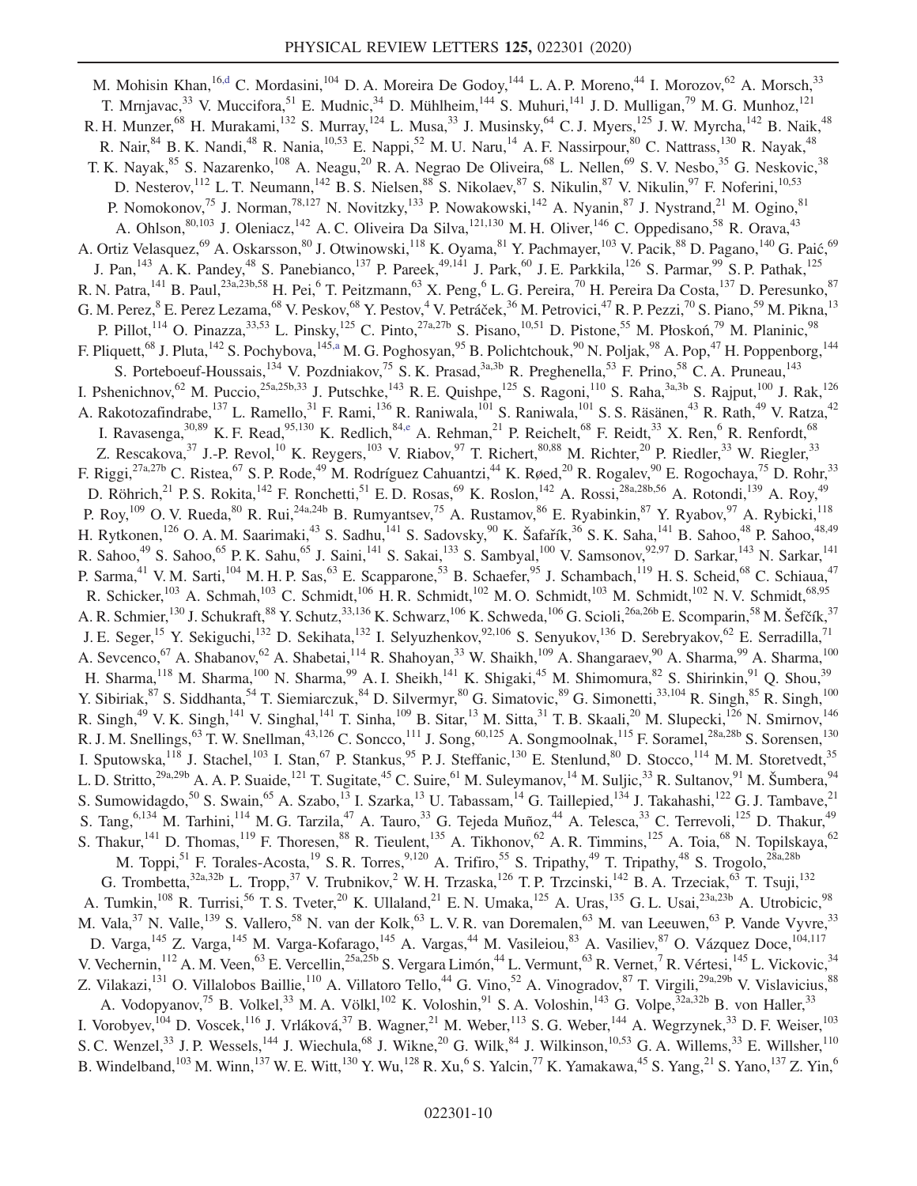M. Mohisin Khan,[16,d] C. Mordasini,[104] D. A. Moreira De Godoy,[144] L. A. P. Moreno,[44] I. Morozov,[62] A. Morsch,[33] T. Mrnjavac,[33] V. Muccifora,[51] E. Mudnic,[34] D. Mühlheim,[144] S. Muhuri,[141] J. D. Mulligan,[79] M. G. Munhoz,[121] R. H. Munzer,[68] H. Murakami,[132] S. Murray,[124] L. Musa,[33] J. Musinsky,[64] C. J. Myers,[125] J. W. Myrcha,[142] B. Naik,[48] R. Nair,[84] B. K. Nandi,[48] R. Nania,[10,53] E. Nappi,[52] M. U. Naru,[14] A. F. Nassirpour,[80] C. Nattrass,[130] R. Nayak,[48] T. K. Nayak,[85] S. Nazarenko,[108] A. Neagu,[20] R. A. Negrao De Oliveira,[68] L. Nellen,[69] S. V. Nesbo,[35] G. Neskovic,[38] D. Nesterov,[112] L. T. Neumann,[142] B. S. Nielsen,[88] S. Nikolaev,[87] S. Nikulin,[87] V. Nikulin,[97] F. Noferini,[10,53] P. Nomokonov,[75] J. Norman,[78,127] N. Novitzky,[133] P. Nowakowski,[142] A. Nyanin,[87] J. Nystrand,[21] M. Ogino,[81] A. Ohlson,[80,103] J. Oleniacz,[142] A. C. Oliveira Da Silva,[121,130] M. H. Oliver,[146] C. Oppedisano,[58] R. Orava,[43] A. Ortiz Velasquez,[69] A. Oskarsson,[80] J. Otwinowski,[118] K. Oyama,[81] Y. Pachmayer,[103] V. Pacik,[88] D. Pagano,[140] G. Paić,[69] J. Pan,[143] A. K. Pandey,[48] S. Panebianco,[137] P. Pareek,[49,141] J. Park,[60] J. E. Parkkila,[126] S. Parmar,[99] S. P. Pathak,[125] R. N. Patra,[141] B. Paul,[23a,23b,58] H. Pei,[6] T. Peitzmann,[63] X. Peng,[6] L. G. Pereira,[70] H. Pereira Da Costa,[137] D. Peresunko,[87] G. M. Perez,[8] E. Perez Lezama,[68] V. Peskov,[68] Y. Pestov,[4] V. Petráček,[36] M. Petrovici,[47] R. P. Pezzi,[70] S. Piano,[59] M. Pikna,[13] P. Pillot,[114] O. Pinazza,[33,53] L. Pinsky,[125] C. Pinto,[27a,27b] S. Pisano,[10,51] D. Pistone,[55] M. Płoskoń,[79] M. Planinic,[98] F. Pliquett,[68] J. Pluta,[142] S. Pochybova,[145,a] M. G. Poghosyan,[95] B. Polichtchouk,[90] N. Poljak,[98] A. Pop,[47] H. Poppenborg,[144] S. Porteboeuf-Houssais,[134] V. Pozdniakov,[75] S. K. Prasad,[3a,3b] R. Preghenella,[53] F. Prino,[58] C. A. Pruneau,[143] I. Pshenichnov,[62] M. Puccio,[25a,25b,33] J. Putschke,[143] R. E. Quishpe,[125] S. Ragoni,[110] S. Raha,[3a,3b] S. Rajput,[100] J. Rak,[126] A. Rakotozafindrabe,[137] L. Ramello,[31] F. Rami,[136] R. Raniwala,[101] S. Raniwala,[101] S. S. Räsänen,[43] R. Rath,[49] V. Ratza,[42] I. Ravasenga,[30,89] K. F. Read,[95,130] K. Redlich,[84,e] A. Rehman,[21] P. Reichelt,[68] F. Reidt,[33] X. Ren,[6] R. Renfordt,[68] Z. Rescakova,[37] J.-P. Revol,[10] K. Reygers,[103] V. Riabov,[97] T. Richert,[80,88] M. Richter,[20] P. Riedler,[33] W. Riegler,[33] F. Riggi,[27a,27b] C. Ristea,[67] S. P. Rode,[49] M. Rodríguez Cahuantzi,[44] K. Røed,[20] R. Rogalev,[90] E. Rogochaya,[75] D. Rohr,[33] D. Röhrich,[21] P. S. Rokita,[142] F. Ronchetti,[51] E. D. Rosas,[69] K. Roslon,[142] A. Rossi,[28a,28b,56] A. Rotondi,[139] A. Roy,[49] P. Roy,[109] O. V. Rueda,[80] R. Rui,[24a,24b] B. Rumyantsev,[75] A. Rustamov,[86] E. Ryabinkin,[87] Y. Ryabov,[97] A. Rybicki,[118] H. Rytkonen,[126] O. A. M. Saarimaki,[43] S. Sadhu,[141] S. Sadovsky,[90] K. Šafařík,[36] S. K. Saha,[141] B. Sahoo,[48] P. Sahoo,[48,49] R. Sahoo,[49] S. Sahoo,[65] P. K. Sahu,[65] J. Saini,[141] S. Sakai,[133] S. Sambyal,[100] V. Samsonov,[92,97] D. Sarkar,[143] N. Sarkar,[141] P. Sarma,[41] V. M. Sarti,[104] M. H. P. Sas,[63] E. Scapparone,[53] B. Schaefer,[95] J. Schambach,[119] H. S. Scheid,[68] C. Schiaua,[47] R. Schicker,[103] A. Schmah,[103] C. Schmidt,[106] H. R. Schmidt,[102] M. O. Schmidt,[103] M. Schmidt,[102] N. V. Schmidt,[68,95] A. R. Schmier,[130] J. Schukraft,[88] Y. Schutz,[33,136] K. Schwarz,[106] K. Schweda,[106] G. Scioli,[26a,26b] E. Scomparin,[58] M. Šefčík,[37] J. E. Seger,[15] Y. Sekiguchi,[132] D. Sekihata,[132] I. Selyuzhenkov,[92,106] S. Senyukov,[136] D. Serebryakov,[62] E. Serradilla,[71] A. Sevcenco,[67] A. Shabanov,[62] A. Shabetai,[114] R. Shahoyan,[33] W. Shaikh,[109] A. Shangaraev,[90] A. Sharma,[99] A. Sharma,[100] H. Sharma,[118] M. Sharma,[100] N. Sharma,[99] A. I. Sheikh,[141] K. Shigaki,[45] M. Shimomura,[82] S. Shirinkin,[91] Q. Shou,[39] Y. Sibiriak,[87] S. Siddhanta,[54] T. Siemiarczuk,[84] D. Silvermyr,[80] G. Simatovic,[89] G. Simonetti,[33,104] R. Singh,[85] R. Singh,[100] R. Singh,[49] V. K. Singh,[141] V. Singhal,[141] T. Sinha,[109] B. Sitar,[13] M. Sitta,[31] T. B. Skaali,[20] M. Slupecki,[126] N. Smirnov,[146] R. J. M. Snellings,[63] T. W. Snellman,[43,126] C. Soncco,[111] J. Song,[60,125] A. Songmoolnak,[115] F. Soramel,[28a,28b] S. Sorensen,[130] I. Sputowska,[118] J. Stachel,[103] I. Stan,[67] P. Stankus,[95] P. J. Steffanic,[130] E. Stenlund,[80] D. Stocco,[114] M. M. Storetvedt,[35] L. D. Stritto,[29a,29b] A. A. P. Suaide,[121] T. Sugitate,[45] C. Suire,[61] M. Suleymanov,[14] M. Suljic,[33] R. Sultanov,[91] M. Šumbera,[94] S. Sumowidagdo,[50] S. Swain,[65] A. Szabo,[13] I. Szarka,[13] U. Tabassam,[14] G. Taillepied,[134] J. Takahashi,[122] G. J. Tambave,[21] S. Tang,[6,134] M. Tarhini,[114] M. G. Tarzila,[47] A. Tauro,[33] G. Tejeda Muñoz,[44] A. Telesca,[33] C. Terrevoli,[125] D. Thakur,[49] S. Thakur,[141] D. Thomas,[119] F. Thoresen,[88] R. Tieulent,[135] A. Tikhonov,[62] A. R. Timmins,[125] A. Toia,[68] N. Topilskaya,[62] M. Toppi,[51] F. Torales-Acosta,[19] S. R. Torres,[9,120] A. Trifiro,[55] S. Tripathy,[49] T. Tripathy,[48] S. Trogolo,[28a,28b] G. Trombetta,[32a,32b] L. Tropp,[37] V. Trubnikov,[2] W. H. Trzaska,[126] T. P. Trzcinski,[142] B. A. Trzeciak,[63] T. Tsuji,[132] A. Tumkin,[108] R. Turrisi,[56] T. S. Tveter,[20] K. Ullaland,[21] E. N. Umaka,[125] A. Uras,[135] G. L. Usai,[23a,23b] A. Utrobicic,[98] M. Vala,[37] N. Valle,[139] S. Vallero,[58] N. van der Kolk,[63] L. V. R. van Doremalen,[63] M. van Leeuwen,[63] P. Vande Vyvre,[33] D. Varga,[145] Z. Varga,[145] M. Varga-Kofarago,[145] A. Vargas,[44] M. Vasileiou,[83] A. Vasiliev,[87] O. Vázquez Doce,[104,117] V. Vechernin,[112] A. M. Veen,[63] E. Vercellin,[25a,25b] S. Vergara Limón,[44] L. Vermunt,[63] R. Vernet,[7] R. Vértesi,[145] L. Vickovic,[34] Z. Vilakazi,[131] O. Villalobos Baillie,[110] A. Villatoro Tello,[44] G. Vino,[52] A. Vinogradov,[87] T. Virgili,[29a,29b] V. Vislavicius,[88] A. Vodopyanov,[75] B. Volkel,[33] M. A. Völkl,[102] K. Voloshin,[91] S. A. Voloshin,[143] G. Volpe,[32a,32b] B. von Haller,[33] I. Vorobyev,[104] D. Voscek,[116] J. Vrláková,[37] B. Wagner,[21] M. Weber,[113] S. G. Weber,[144] A. Wegrzynek,[33] D. F. Weiser,[103] S. C. Wenzel,[33] J. P. Wessels,[144] J. Wiechula,[68] J. Wikne,[20] G. Wilk,[84] J. Wilkinson,[10,53] G. A. Willems,[33] E. Willsher,[110] B. Windelband,[103] M. Winn,[137] W. E. Witt,[130] Y. Wu,[128] R. Xu,[6] S. Yalcin,[77] K. Yamakawa,[45] S. Yang,[21] S. Yano,[137] Z. Yin,[6]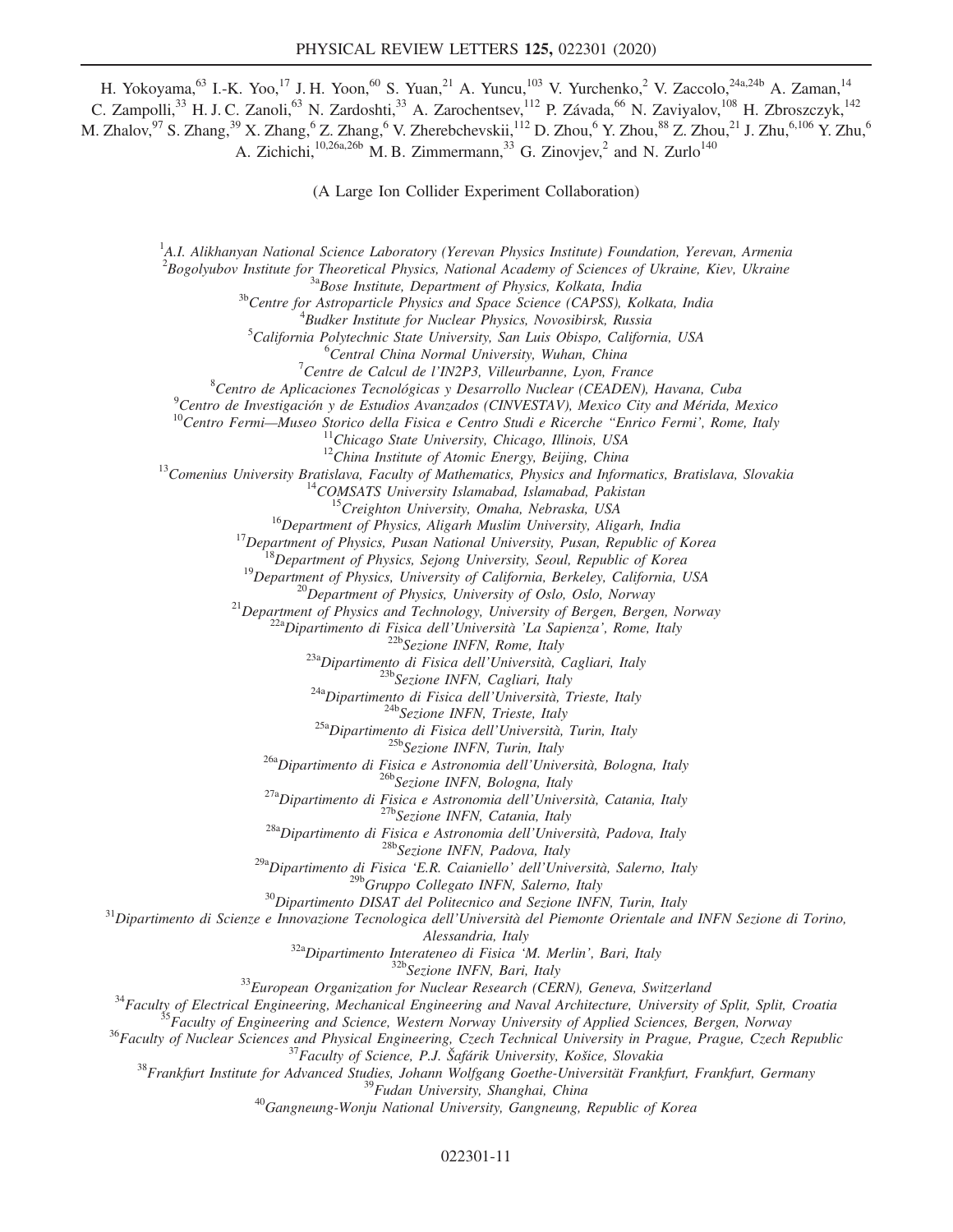H. Yokoyama,[63] I.-K. Yoo,[17] J. H. Yoon,[60] S. Yuan,[21] A. Yuncu,[103] V. Yurchenko,[2] V. Zaccolo,[24a,24b] A. Zaman,[14] C. Zampolli,[33] H. J. C. Zanoli,[63] N. Zardoshti,[33] A. Zarochentsev,[112] P. Závada,[66] N. Zaviyalov,[108] H. Zbroszczyk,[142] M. Zhalov,[97] S. Zhang,[39] X. Zhang,[6] Z. Zhang,[6] V. Zherebchevskii,[112] D. Zhou,[6] Y. Zhou,[88] Z. Zhou,[21] J. Zhu,[6,106] Y. Zhu,[6] A. Zichichi,[10,26a,26b] M. B. Zimmermann,[33] G. Zinovjev,[2] and N. Zurlo[140]

(A Large Ion Collider Experiment Collaboration)

[1]*A.I. Alikhanyan National Science Laboratory (Yerevan Physics Institute) Foundation, Yerevan, Armenia*
[2]*Bogolyubov Institute for Theoretical Physics, National Academy of Sciences of Ukraine, Kiev, Ukraine*
[3a]*Bose Institute, Department of Physics, Kolkata, India*
[3b]*Centre for Astroparticle Physics and Space Science (CAPSS), Kolkata, India*
[4]*Budker Institute for Nuclear Physics, Novosibirsk, Russia*
[5]*California Polytechnic State University, San Luis Obispo, California, USA*
[6]*Central China Normal University, Wuhan, China*
[7]*Centre de Calcul de l'IN2P3, Villeurbanne, Lyon, France*
[8]*Centro de Aplicaciones Tecnológicas y Desarrollo Nuclear (CEADEN), Havana, Cuba*
[9]*Centro de Investigación y de Estudios Avanzados (CINVESTAV), Mexico City and Mérida, Mexico*
[10]*Centro Fermi—Museo Storico della Fisica e Centro Studi e Ricerche "Enrico Fermi', Rome, Italy*
[11]*Chicago State University, Chicago, Illinois, USA*
[12]*China Institute of Atomic Energy, Beijing, China*
[13]*Comenius University Bratislava, Faculty of Mathematics, Physics and Informatics, Bratislava, Slovakia*
[14]*COMSATS University Islamabad, Islamabad, Pakistan*
[15]*Creighton University, Omaha, Nebraska, USA*
[16]*Department of Physics, Aligarh Muslim University, Aligarh, India*
[17]*Department of Physics, Pusan National University, Pusan, Republic of Korea*
[18]*Department of Physics, Sejong University, Seoul, Republic of Korea*
[19]*Department of Physics, University of California, Berkeley, California, USA*
[20]*Department of Physics, University of Oslo, Oslo, Norway*
[21]*Department of Physics and Technology, University of Bergen, Bergen, Norway*
[22a]*Dipartimento di Fisica dell'Università 'La Sapienza', Rome, Italy*
[22b]*Sezione INFN, Rome, Italy*
[23a]*Dipartimento di Fisica dell'Università, Cagliari, Italy*
[23b]*Sezione INFN, Cagliari, Italy*
[24a]*Dipartimento di Fisica dell'Università, Trieste, Italy*
[24b]*Sezione INFN, Trieste, Italy*
[25a]*Dipartimento di Fisica dell'Università, Turin, Italy*
[25b]*Sezione INFN, Turin, Italy*
[26a]*Dipartimento di Fisica e Astronomia dell'Università, Bologna, Italy*
[26b]*Sezione INFN, Bologna, Italy*
[27a]*Dipartimento di Fisica e Astronomia dell'Università, Catania, Italy*
[27b]*Sezione INFN, Catania, Italy*
[28a]*Dipartimento di Fisica e Astronomia dell'Università, Padova, Italy*
[28b]*Sezione INFN, Padova, Italy*
[29a]*Dipartimento di Fisica 'E.R. Caianiello' dell'Università, Salerno, Italy*
[29b]*Gruppo Collegato INFN, Salerno, Italy*
[30]*Dipartimento DISAT del Politecnico and Sezione INFN, Turin, Italy*
[31]*Dipartimento di Scienze e Innovazione Tecnologica dell'Università del Piemonte Orientale and INFN Sezione di Torino, Alessandria, Italy*
[32a]*Dipartimento Interateneo di Fisica 'M. Merlin', Bari, Italy*
[32b]*Sezione INFN, Bari, Italy*
[33]*European Organization for Nuclear Research (CERN), Geneva, Switzerland*
[34]*Faculty of Electrical Engineering, Mechanical Engineering and Naval Architecture, University of Split, Split, Croatia*
[35]*Faculty of Engineering and Science, Western Norway University of Applied Sciences, Bergen, Norway*
[36]*Faculty of Nuclear Sciences and Physical Engineering, Czech Technical University in Prague, Prague, Czech Republic*
[37]*Faculty of Science, P.J. Šafárik University, Košice, Slovakia*
[38]*Frankfurt Institute for Advanced Studies, Johann Wolfgang Goethe-Universität Frankfurt, Frankfurt, Germany*
[39]*Fudan University, Shanghai, China*
[40]*Gangneung-Wonju National University, Gangneung, Republic of Korea*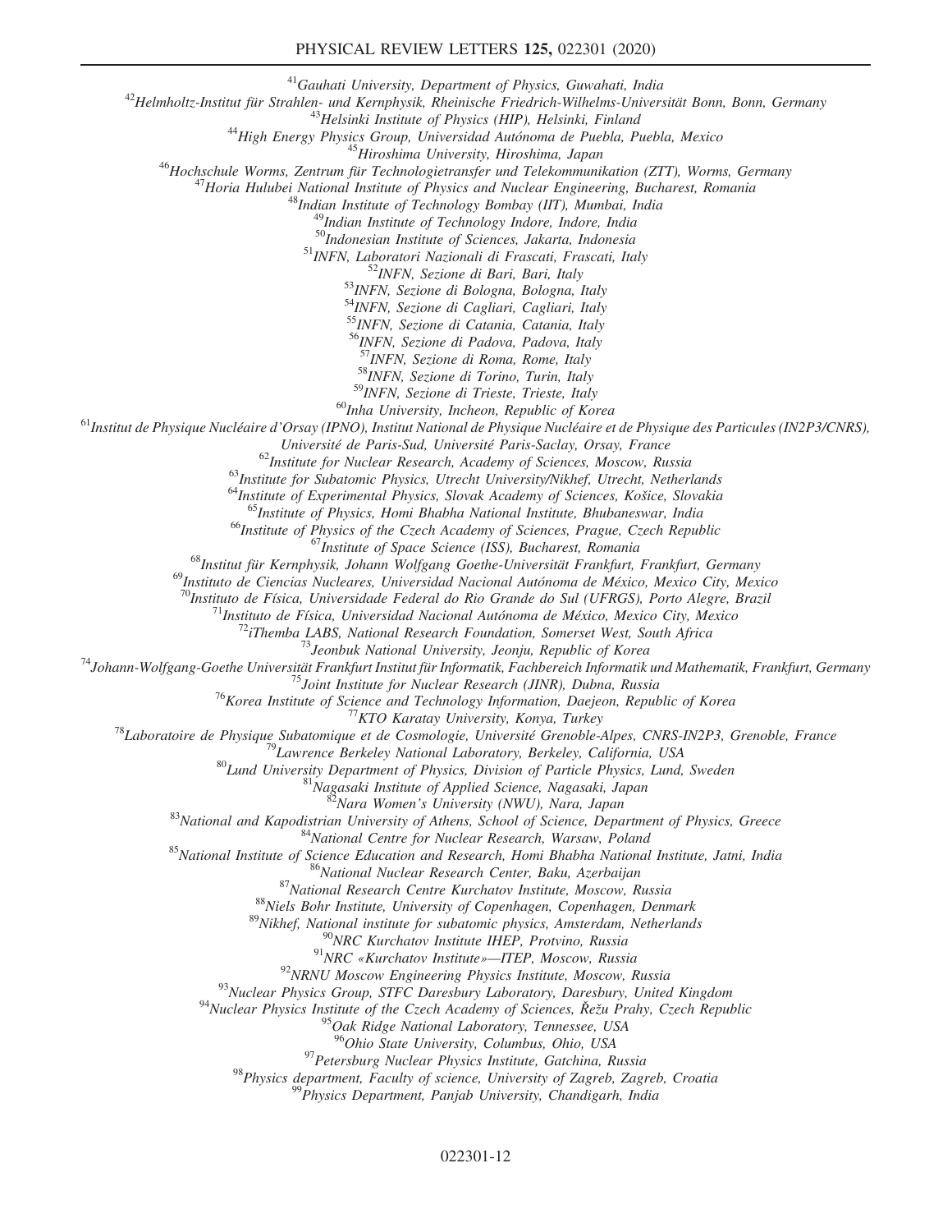[41]Gauhati University, Department of Physics, Guwahati, India

[42]Helmholtz-Institut für Strahlen- und Kernphysik, Rheinische Friedrich-Wilhelms-Universität Bonn, Bonn, Germany

[43]Helsinki Institute of Physics (HIP), Helsinki, Finland

[44]High Energy Physics Group, Universidad Autónoma de Puebla, Puebla, Mexico

[45]Hiroshima University, Hiroshima, Japan

[46]Hochschule Worms, Zentrum für Technologietransfer und Telekommunikation (ZTT), Worms, Germany

[47]Horia Hulubei National Institute of Physics and Nuclear Engineering, Bucharest, Romania

[48]Indian Institute of Technology Bombay (IIT), Mumbai, India

[49]Indian Institute of Technology Indore, Indore, India

[50]Indonesian Institute of Sciences, Jakarta, Indonesia

[51]INFN, Laboratori Nazionali di Frascati, Frascati, Italy

[52]INFN, Sezione di Bari, Bari, Italy

[53]INFN, Sezione di Bologna, Bologna, Italy

[54]INFN, Sezione di Cagliari, Cagliari, Italy

[55]INFN, Sezione di Catania, Catania, Italy

[56]INFN, Sezione di Padova, Padova, Italy

[57]INFN, Sezione di Roma, Rome, Italy

[58]INFN, Sezione di Torino, Turin, Italy

[59]INFN, Sezione di Trieste, Trieste, Italy

[60]Inha University, Incheon, Republic of Korea

[61]Institut de Physique Nucléaire d'Orsay (IPNO), Institut National de Physique Nucléaire et de Physique des Particules (IN2P3/CNRS), Université de Paris-Sud, Université Paris-Saclay, Orsay, France

[62]Institute for Nuclear Research, Academy of Sciences, Moscow, Russia

[63]Institute for Subatomic Physics, Utrecht University/Nikhef, Utrecht, Netherlands

[64]Institute of Experimental Physics, Slovak Academy of Sciences, Košice, Slovakia

[65]Institute of Physics, Homi Bhabha National Institute, Bhubaneswar, India

[66]Institute of Physics of the Czech Academy of Sciences, Prague, Czech Republic

[67]Institute of Space Science (ISS), Bucharest, Romania

[68]Institut für Kernphysik, Johann Wolfgang Goethe-Universität Frankfurt, Frankfurt, Germany

[69]Instituto de Ciencias Nucleares, Universidad Nacional Autónoma de México, Mexico City, Mexico

[70]Instituto de Física, Universidade Federal do Rio Grande do Sul (UFRGS), Porto Alegre, Brazil

[71]Instituto de Física, Universidad Nacional Autónoma de México, Mexico City, Mexico

[72]iThemba LABS, National Research Foundation, Somerset West, South Africa

[73]Jeonbuk National University, Jeonju, Republic of Korea

[74]Johann-Wolfgang-Goethe Universität Frankfurt Institut für Informatik, Fachbereich Informatik und Mathematik, Frankfurt, Germany

[75]Joint Institute for Nuclear Research (JINR), Dubna, Russia

[76]Korea Institute of Science and Technology Information, Daejeon, Republic of Korea

[77]KTO Karatay University, Konya, Turkey

[78]Laboratoire de Physique Subatomique et de Cosmologie, Université Grenoble-Alpes, CNRS-IN2P3, Grenoble, France

[79]Lawrence Berkeley National Laboratory, Berkeley, California, USA

[80]Lund University Department of Physics, Division of Particle Physics, Lund, Sweden

[81]Nagasaki Institute of Applied Science, Nagasaki, Japan

[82]Nara Women's University (NWU), Nara, Japan

[83]National and Kapodistrian University of Athens, School of Science, Department of Physics, Greece

[84]National Centre for Nuclear Research, Warsaw, Poland

[85]National Institute of Science Education and Research, Homi Bhabha National Institute, Jatni, India

[86]National Nuclear Research Center, Baku, Azerbaijan

[87]National Research Centre Kurchatov Institute, Moscow, Russia

[88]Niels Bohr Institute, University of Copenhagen, Copenhagen, Denmark

[89]Nikhef, National institute for subatomic physics, Amsterdam, Netherlands

[90]NRC Kurchatov Institute IHEP, Protvino, Russia

[91]NRC «Kurchatov Institute»—ITEP, Moscow, Russia

[92]NRNU Moscow Engineering Physics Institute, Moscow, Russia

[93]Nuclear Physics Group, STFC Daresbury Laboratory, Daresbury, United Kingdom

[94]Nuclear Physics Institute of the Czech Academy of Sciences, Řežu Prahy, Czech Republic

[95]Oak Ridge National Laboratory, Tennessee, USA

[96]Ohio State University, Columbus, Ohio, USA

[97]Petersburg Nuclear Physics Institute, Gatchina, Russia

[98]Physics department, Faculty of science, University of Zagreb, Zagreb, Croatia

[99]Physics Department, Panjab University, Chandigarh, India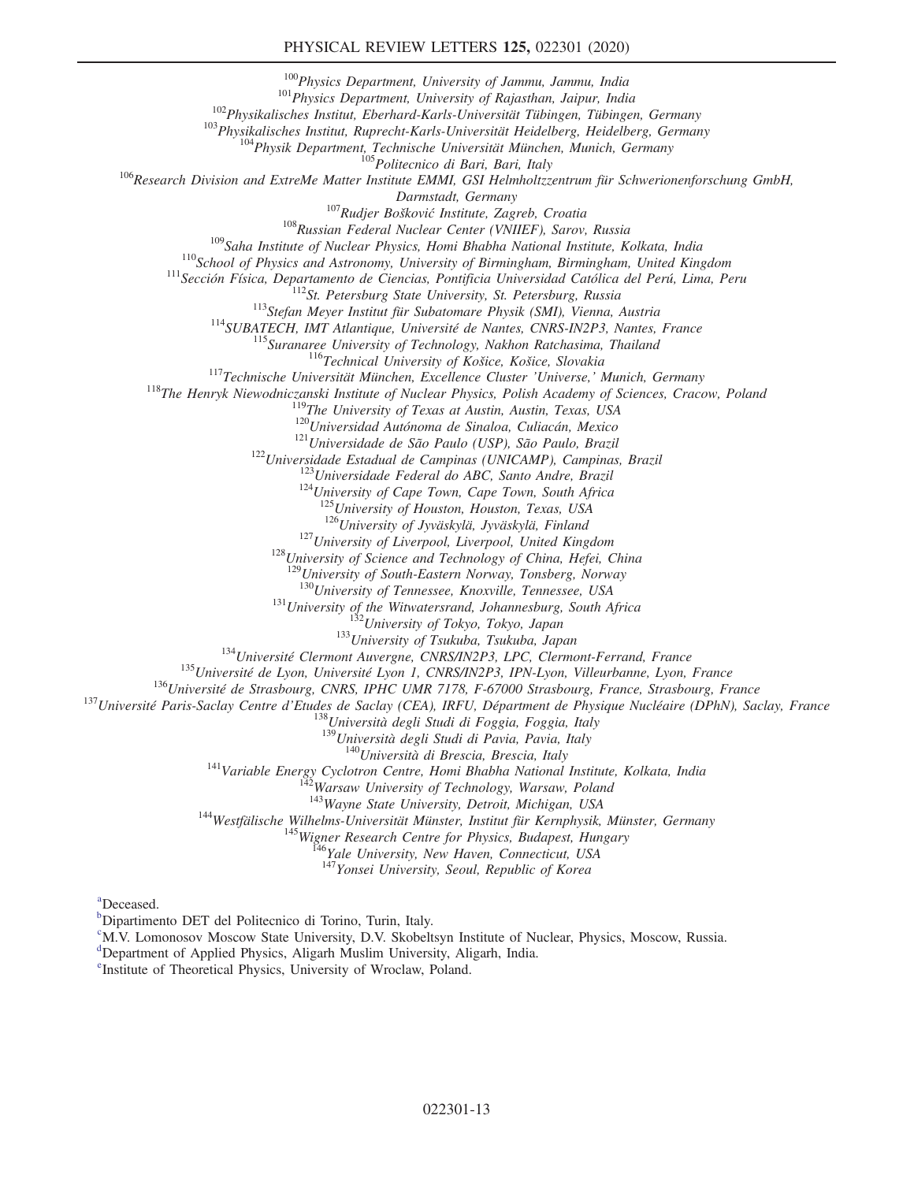[100]Physics Department, University of Jammu, Jammu, India
[101]Physics Department, University of Rajasthan, Jaipur, India
[102]Physikalisches Institut, Eberhard-Karls-Universität Tübingen, Tübingen, Germany
[103]Physikalisches Institut, Ruprecht-Karls-Universität Heidelberg, Heidelberg, Germany
[104]Physik Department, Technische Universität München, Munich, Germany
[105]Politecnico di Bari, Bari, Italy
[106]Research Division and ExtreMe Matter Institute EMMI, GSI Helmholtzzentrum für Schwerionenforschung GmbH, Darmstadt, Germany
[107]Rudjer Bošković Institute, Zagreb, Croatia
[108]Russian Federal Nuclear Center (VNIIEF), Sarov, Russia
[109]Saha Institute of Nuclear Physics, Homi Bhabha National Institute, Kolkata, India
[110]School of Physics and Astronomy, University of Birmingham, Birmingham, United Kingdom
[111]Sección Física, Departamento de Ciencias, Pontificia Universidad Católica del Perú, Lima, Peru
[112]St. Petersburg State University, St. Petersburg, Russia
[113]Stefan Meyer Institut für Subatomare Physik (SMI), Vienna, Austria
[114]SUBATECH, IMT Atlantique, Université de Nantes, CNRS-IN2P3, Nantes, France
[115]Suranaree University of Technology, Nakhon Ratchasima, Thailand
[116]Technical University of Košice, Košice, Slovakia
[117]Technische Universität München, Excellence Cluster 'Universe,' Munich, Germany
[118]The Henryk Niewodniczanski Institute of Nuclear Physics, Polish Academy of Sciences, Cracow, Poland
[119]The University of Texas at Austin, Austin, Texas, USA
[120]Universidad Autónoma de Sinaloa, Culiacán, Mexico
[121]Universidade de São Paulo (USP), São Paulo, Brazil
[122]Universidade Estadual de Campinas (UNICAMP), Campinas, Brazil
[123]Universidade Federal do ABC, Santo Andre, Brazil
[124]University of Cape Town, Cape Town, South Africa
[125]University of Houston, Houston, Texas, USA
[126]University of Jyväskylä, Jyväskylä, Finland
[127]University of Liverpool, Liverpool, United Kingdom
[128]University of Science and Technology of China, Hefei, China
[129]University of South-Eastern Norway, Tonsberg, Norway
[130]University of Tennessee, Knoxville, Tennessee, USA
[131]University of the Witwatersrand, Johannesburg, South Africa
[132]University of Tokyo, Tokyo, Japan
[133]University of Tsukuba, Tsukuba, Japan
[134]Université Clermont Auvergne, CNRS/IN2P3, LPC, Clermont-Ferrand, France
[135]Université de Lyon, Université Lyon 1, CNRS/IN2P3, IPN-Lyon, Villeurbanne, Lyon, France
[136]Université de Strasbourg, CNRS, IPHC UMR 7178, F-67000 Strasbourg, France, Strasbourg, France
[137]Université Paris-Saclay Centre d'Etudes de Saclay (CEA), IRFU, Départment de Physique Nucléaire (DPhN), Saclay, France
[138]Università degli Studi di Foggia, Foggia, Italy
[139]Università degli Studi di Pavia, Pavia, Italy
[140]Università di Brescia, Brescia, Italy
[141]Variable Energy Cyclotron Centre, Homi Bhabha National Institute, Kolkata, India
[142]Warsaw University of Technology, Warsaw, Poland
[143]Wayne State University, Detroit, Michigan, USA
[144]Westfälische Wilhelms-Universität Münster, Institut für Kernphysik, Münster, Germany
[145]Wigner Research Centre for Physics, Budapest, Hungary
[146]Yale University, New Haven, Connecticut, USA
[147]Yonsei University, Seoul, Republic of Korea

[a]Deceased.
[b]Dipartimento DET del Politecnico di Torino, Turin, Italy.
[c]M.V. Lomonosov Moscow State University, D.V. Skobeltsyn Institute of Nuclear, Physics, Moscow, Russia.
[d]Department of Applied Physics, Aligarh Muslim University, Aligarh, India.
[e]Institute of Theoretical Physics, University of Wroclaw, Poland.